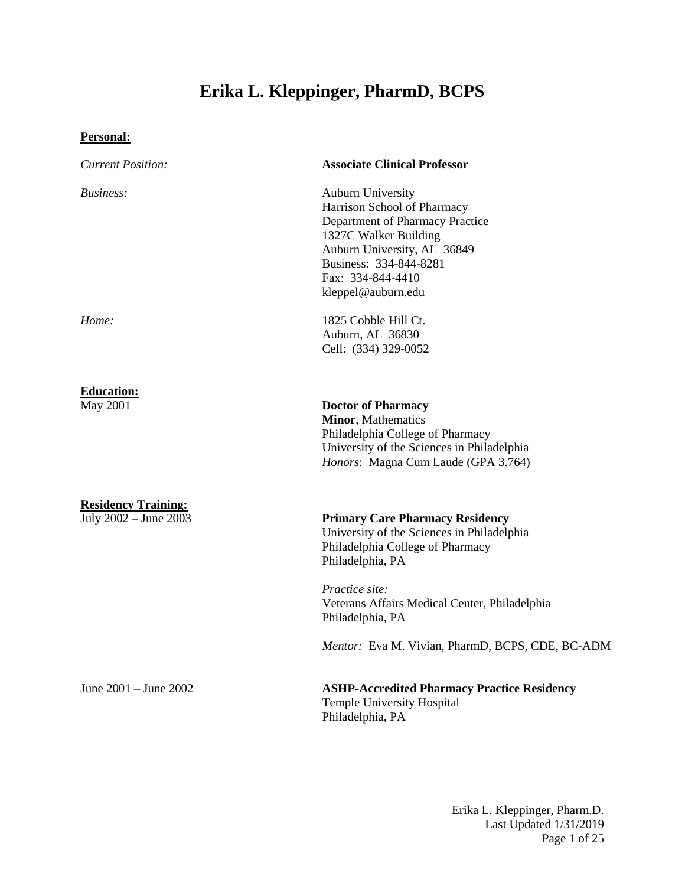# Erika L. Kleppinger, PharmD, BCPS

**Personal:**

*Current Position:* **Associate Clinical Professor**

*Business:*
Auburn University
Harrison School of Pharmacy
Department of Pharmacy Practice
1327C Walker Building
Auburn University, AL 36849
Business: 334-844-8281
Fax: 334-844-4410
kleppel@auburn.edu

*Home:*
1825 Cobble Hill Ct.
Auburn, AL 36830
Cell: (334) 329-0052

**Education:**

May 2001
**Doctor of Pharmacy**
**Minor**, Mathematics
Philadelphia College of Pharmacy
University of the Sciences in Philadelphia
*Honors*: Magna Cum Laude (GPA 3.764)

**Residency Training:**

July 2002 – June 2003
**Primary Care Pharmacy Residency**
University of the Sciences in Philadelphia
Philadelphia College of Pharmacy
Philadelphia, PA

*Practice site:*
Veterans Affairs Medical Center, Philadelphia
Philadelphia, PA

*Mentor:* Eva M. Vivian, PharmD, BCPS, CDE, BC-ADM

June 2001 – June 2002
**ASHP-Accredited Pharmacy Practice Residency**
Temple University Hospital
Philadelphia, PA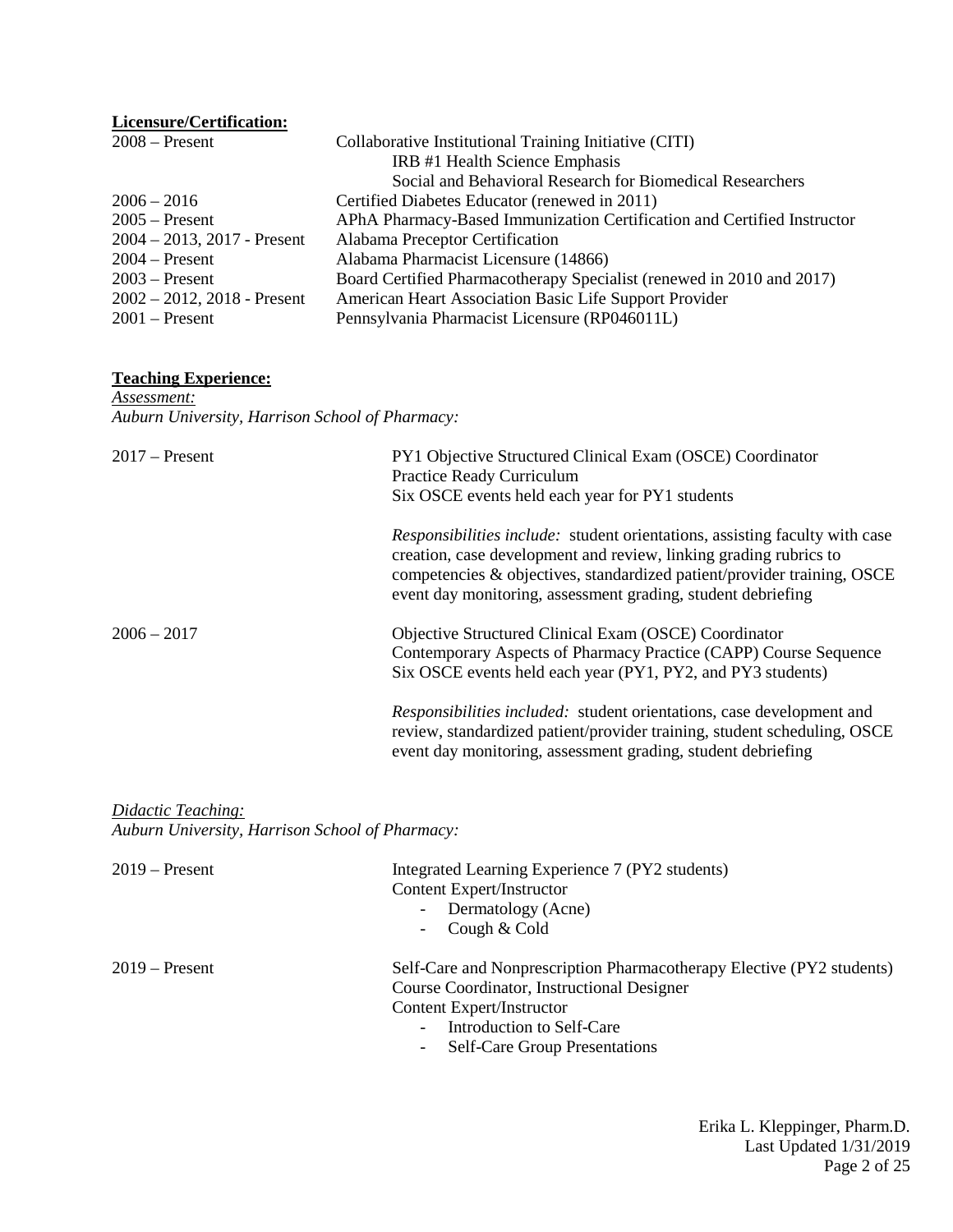**Licensure/Certification:**

| | |
|---|---|
| 2008 – Present | Collaborative Institutional Training Initiative (CITI)<br>IRB #1 Health Science Emphasis<br>Social and Behavioral Research for Biomedical Researchers |
| 2006 – 2016 | Certified Diabetes Educator (renewed in 2011) |
| 2005 – Present | APhA Pharmacy-Based Immunization Certification and Certified Instructor |
| 2004 – 2013, 2017 - Present | Alabama Preceptor Certification |
| 2004 – Present | Alabama Pharmacist Licensure (14866) |
| 2003 – Present | Board Certified Pharmacotherapy Specialist (renewed in 2010 and 2017) |
| 2002 – 2012, 2018 - Present | American Heart Association Basic Life Support Provider |
| 2001 – Present | Pennsylvania Pharmacist Licensure (RP046011L) |

**Teaching Experience:**

*Assessment:*

*Auburn University, Harrison School of Pharmacy:*

2017 – Present

PY1 Objective Structured Clinical Exam (OSCE) Coordinator
Practice Ready Curriculum
Six OSCE events held each year for PY1 students

*Responsibilities include:* student orientations, assisting faculty with case creation, case development and review, linking grading rubrics to competencies & objectives, standardized patient/provider training, OSCE event day monitoring, assessment grading, student debriefing

2006 – 2017

Objective Structured Clinical Exam (OSCE) Coordinator
Contemporary Aspects of Pharmacy Practice (CAPP) Course Sequence
Six OSCE events held each year (PY1, PY2, and PY3 students)

*Responsibilities included:* student orientations, case development and review, standardized patient/provider training, student scheduling, OSCE event day monitoring, assessment grading, student debriefing

*Didactic Teaching:*

*Auburn University, Harrison School of Pharmacy:*

2019 – Present

Integrated Learning Experience 7 (PY2 students)
Content Expert/Instructor

- Dermatology (Acne)
- Cough & Cold

2019 – Present

Self-Care and Nonprescription Pharmacotherapy Elective (PY2 students)
Course Coordinator, Instructional Designer
Content Expert/Instructor

- Introduction to Self-Care
- Self-Care Group Presentations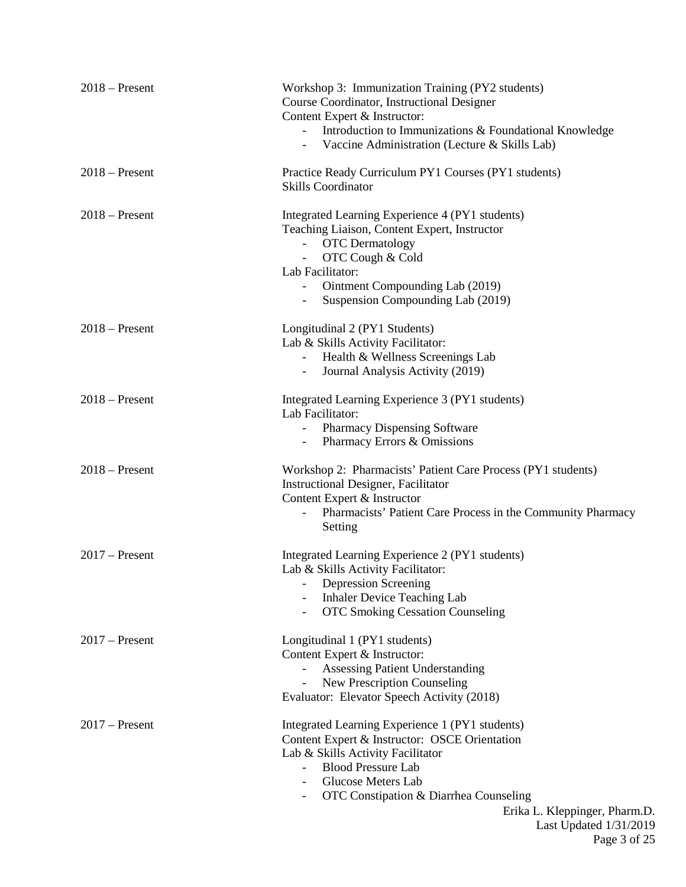2018 – Present

Workshop 3: Immunization Training (PY2 students)
Course Coordinator, Instructional Designer
Content Expert & Instructor:

- Introduction to Immunizations & Foundational Knowledge
- Vaccine Administration (Lecture & Skills Lab)

2018 – Present

Practice Ready Curriculum PY1 Courses (PY1 students)
Skills Coordinator

2018 – Present

Integrated Learning Experience 4 (PY1 students)
Teaching Liaison, Content Expert, Instructor

- OTC Dermatology
- OTC Cough & Cold

Lab Facilitator:

- Ointment Compounding Lab (2019)
- Suspension Compounding Lab (2019)

2018 – Present

Longitudinal 2 (PY1 Students)
Lab & Skills Activity Facilitator:

- Health & Wellness Screenings Lab
- Journal Analysis Activity (2019)

2018 – Present

Integrated Learning Experience 3 (PY1 students)
Lab Facilitator:

- Pharmacy Dispensing Software
- Pharmacy Errors & Omissions

2018 – Present

Workshop 2: Pharmacists' Patient Care Process (PY1 students)
Instructional Designer, Facilitator
Content Expert & Instructor

- Pharmacists' Patient Care Process in the Community Pharmacy Setting

2017 – Present

Integrated Learning Experience 2 (PY1 students)
Lab & Skills Activity Facilitator:

- Depression Screening
- Inhaler Device Teaching Lab
- OTC Smoking Cessation Counseling

2017 – Present

Longitudinal 1 (PY1 students)
Content Expert & Instructor:

- Assessing Patient Understanding
- New Prescription Counseling

Evaluator: Elevator Speech Activity (2018)

2017 – Present

Integrated Learning Experience 1 (PY1 students)
Content Expert & Instructor: OSCE Orientation
Lab & Skills Activity Facilitator

- Blood Pressure Lab
- Glucose Meters Lab
- OTC Constipation & Diarrhea Counseling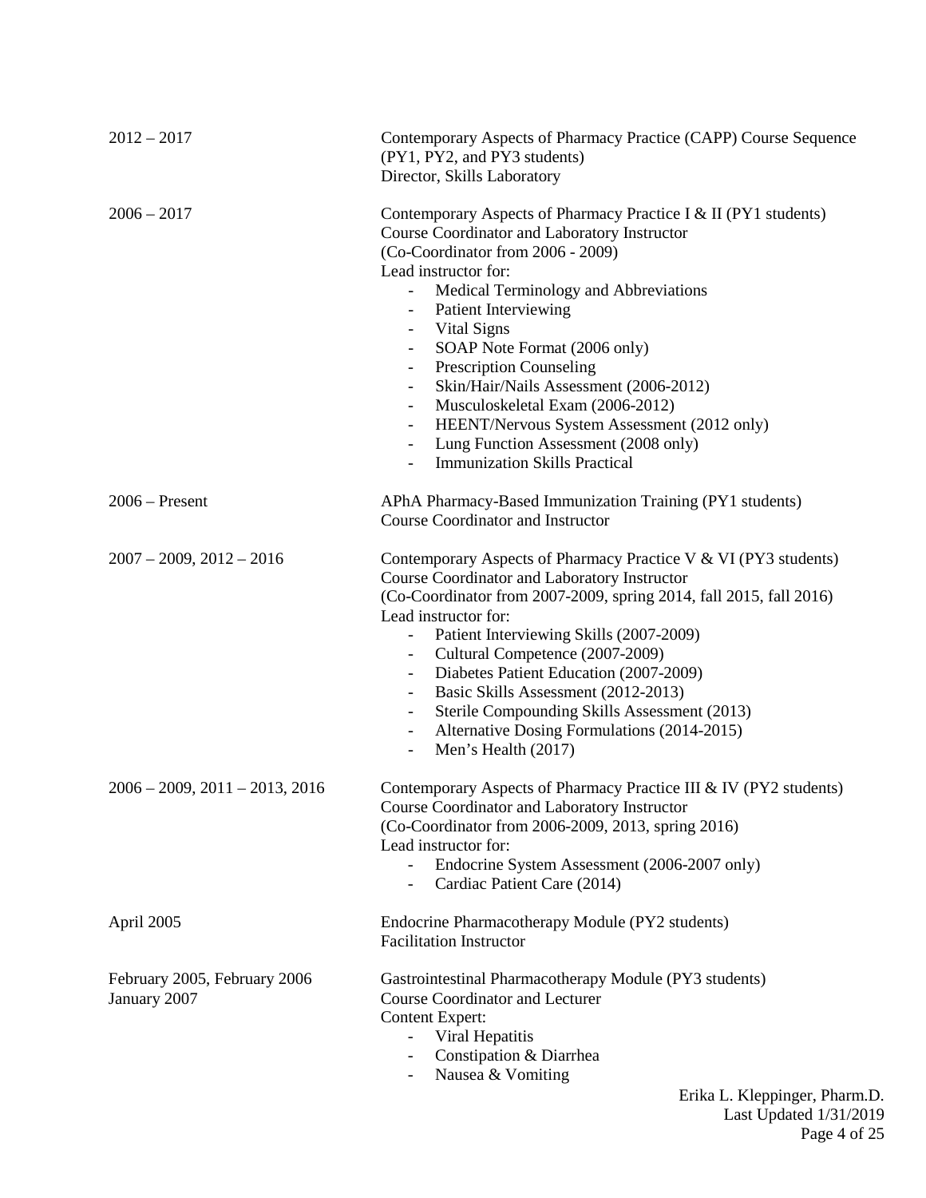2012 – 2017

Contemporary Aspects of Pharmacy Practice (CAPP) Course Sequence (PY1, PY2, and PY3 students)
Director, Skills Laboratory

2006 – 2017

Contemporary Aspects of Pharmacy Practice I & II (PY1 students)
Course Coordinator and Laboratory Instructor
(Co-Coordinator from 2006 - 2009)
Lead instructor for:

- Medical Terminology and Abbreviations
- Patient Interviewing
- Vital Signs
- SOAP Note Format (2006 only)
- Prescription Counseling
- Skin/Hair/Nails Assessment (2006-2012)
- Musculoskeletal Exam (2006-2012)
- HEENT/Nervous System Assessment (2012 only)
- Lung Function Assessment (2008 only)
- Immunization Skills Practical

2006 – Present

APhA Pharmacy-Based Immunization Training (PY1 students)
Course Coordinator and Instructor

2007 – 2009, 2012 – 2016

Contemporary Aspects of Pharmacy Practice V & VI (PY3 students)
Course Coordinator and Laboratory Instructor
(Co-Coordinator from 2007-2009, spring 2014, fall 2015, fall 2016)
Lead instructor for:

- Patient Interviewing Skills (2007-2009)
- Cultural Competence (2007-2009)
- Diabetes Patient Education (2007-2009)
- Basic Skills Assessment (2012-2013)
- Sterile Compounding Skills Assessment (2013)
- Alternative Dosing Formulations (2014-2015)
- Men's Health (2017)

2006 – 2009, 2011 – 2013, 2016

Contemporary Aspects of Pharmacy Practice III & IV (PY2 students)
Course Coordinator and Laboratory Instructor
(Co-Coordinator from 2006-2009, 2013, spring 2016)
Lead instructor for:

- Endocrine System Assessment (2006-2007 only)
- Cardiac Patient Care (2014)

April 2005

Endocrine Pharmacotherapy Module (PY2 students)
Facilitation Instructor

February 2005, February 2006
January 2007

Gastrointestinal Pharmacotherapy Module (PY3 students)
Course Coordinator and Lecturer
Content Expert:

- Viral Hepatitis
- Constipation & Diarrhea
- Nausea & Vomiting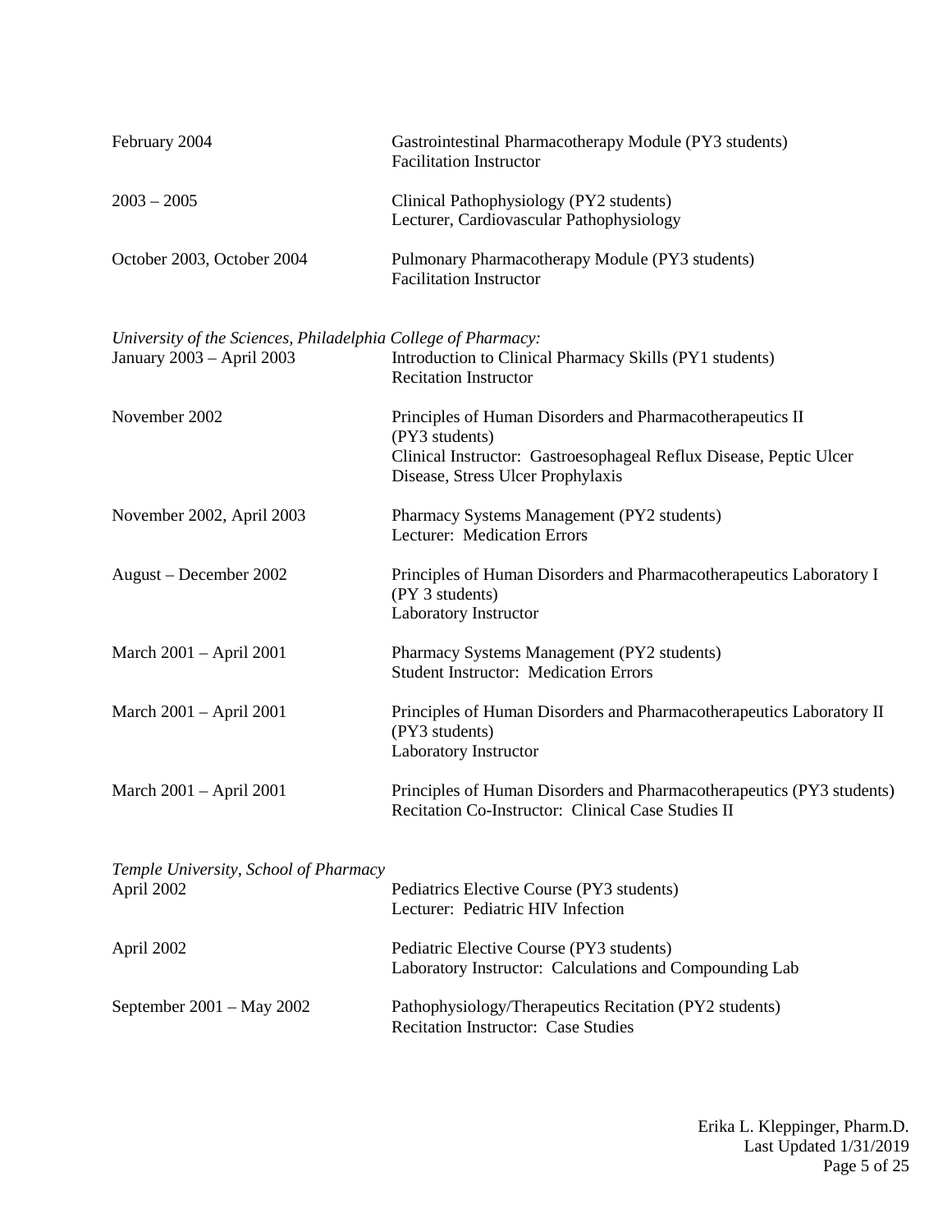| | |
|---|---|
| February 2004 | Gastrointestinal Pharmacotherapy Module (PY3 students)<br>Facilitation Instructor |
| 2003 – 2005 | Clinical Pathophysiology (PY2 students)<br>Lecturer, Cardiovascular Pathophysiology |
| October 2003, October 2004 | Pulmonary Pharmacotherapy Module (PY3 students)<br>Facilitation Instructor |

*University of the Sciences, Philadelphia College of Pharmacy:*

| | |
|---|---|
| January 2003 – April 2003 | Introduction to Clinical Pharmacy Skills (PY1 students)<br>Recitation Instructor |
| November 2002 | Principles of Human Disorders and Pharmacotherapeutics II (PY3 students)<br>Clinical Instructor: Gastroesophageal Reflux Disease, Peptic Ulcer Disease, Stress Ulcer Prophylaxis |
| November 2002, April 2003 | Pharmacy Systems Management (PY2 students)<br>Lecturer: Medication Errors |
| August – December 2002 | Principles of Human Disorders and Pharmacotherapeutics Laboratory I (PY 3 students)<br>Laboratory Instructor |
| March 2001 – April 2001 | Pharmacy Systems Management (PY2 students)<br>Student Instructor: Medication Errors |
| March 2001 – April 2001 | Principles of Human Disorders and Pharmacotherapeutics Laboratory II (PY3 students)<br>Laboratory Instructor |
| March 2001 – April 2001 | Principles of Human Disorders and Pharmacotherapeutics (PY3 students)<br>Recitation Co-Instructor: Clinical Case Studies II |

*Temple University, School of Pharmacy*

| | |
|---|---|
| April 2002 | Pediatrics Elective Course (PY3 students)<br>Lecturer: Pediatric HIV Infection |
| April 2002 | Pediatric Elective Course (PY3 students)<br>Laboratory Instructor: Calculations and Compounding Lab |
| September 2001 – May 2002 | Pathophysiology/Therapeutics Recitation (PY2 students)<br>Recitation Instructor: Case Studies |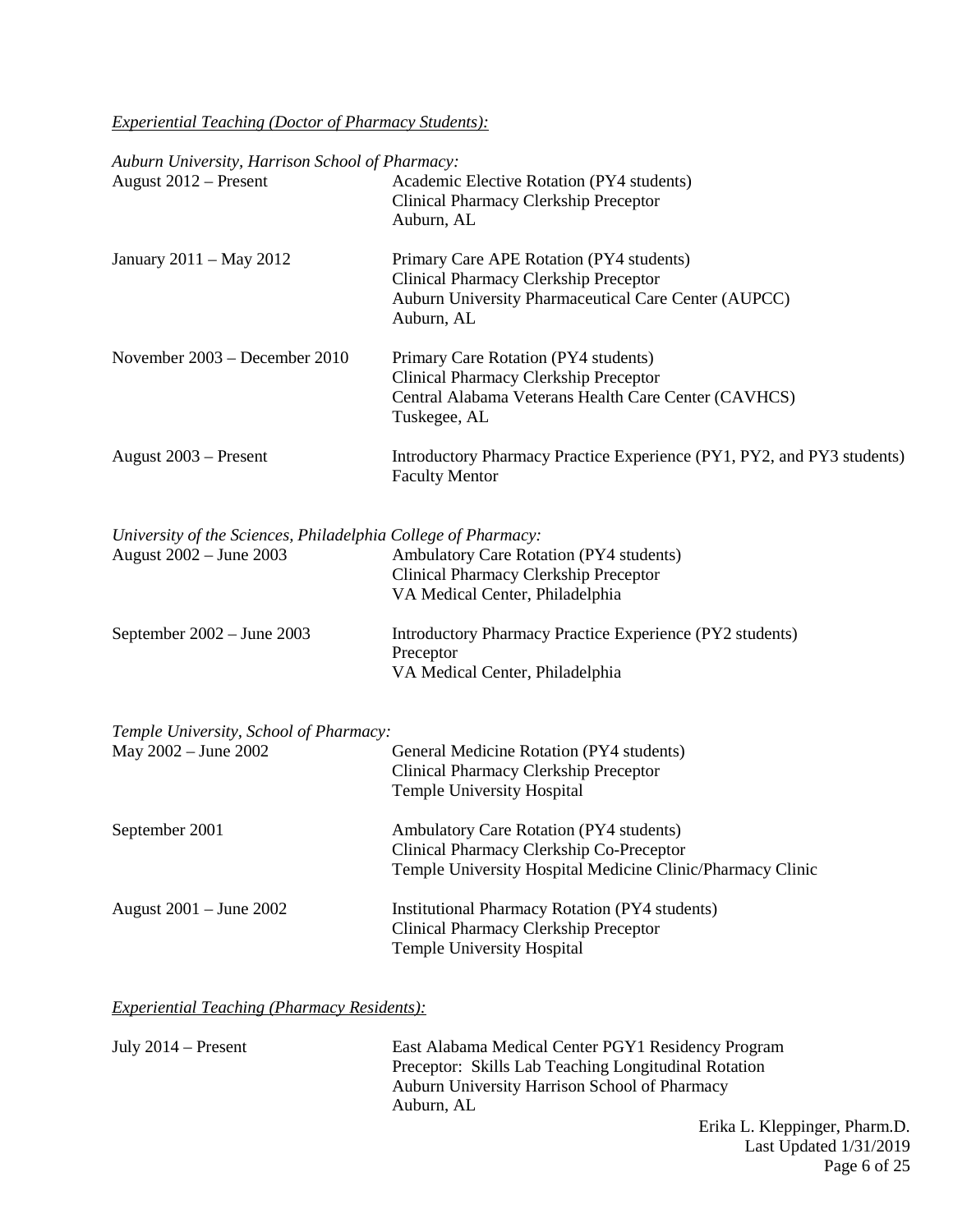*Experiential Teaching (Doctor of Pharmacy Students):*

*Auburn University, Harrison School of Pharmacy:*

August 2012 – Present
Academic Elective Rotation (PY4 students)
Clinical Pharmacy Clerkship Preceptor
Auburn, AL

January 2011 – May 2012
Primary Care APE Rotation (PY4 students)
Clinical Pharmacy Clerkship Preceptor
Auburn University Pharmaceutical Care Center (AUPCC)
Auburn, AL

November 2003 – December 2010
Primary Care Rotation (PY4 students)
Clinical Pharmacy Clerkship Preceptor
Central Alabama Veterans Health Care Center (CAVHCS)
Tuskegee, AL

August 2003 – Present
Introductory Pharmacy Practice Experience (PY1, PY2, and PY3 students)
Faculty Mentor

*University of the Sciences, Philadelphia College of Pharmacy:*

August 2002 – June 2003
Ambulatory Care Rotation (PY4 students)
Clinical Pharmacy Clerkship Preceptor
VA Medical Center, Philadelphia

September 2002 – June 2003
Introductory Pharmacy Practice Experience (PY2 students)
Preceptor
VA Medical Center, Philadelphia

*Temple University, School of Pharmacy:*

May 2002 – June 2002
General Medicine Rotation (PY4 students)
Clinical Pharmacy Clerkship Preceptor
Temple University Hospital

September 2001
Ambulatory Care Rotation (PY4 students)
Clinical Pharmacy Clerkship Co-Preceptor
Temple University Hospital Medicine Clinic/Pharmacy Clinic

August 2001 – June 2002
Institutional Pharmacy Rotation (PY4 students)
Clinical Pharmacy Clerkship Preceptor
Temple University Hospital

*Experiential Teaching (Pharmacy Residents):*

July 2014 – Present
East Alabama Medical Center PGY1 Residency Program
Preceptor: Skills Lab Teaching Longitudinal Rotation
Auburn University Harrison School of Pharmacy
Auburn, AL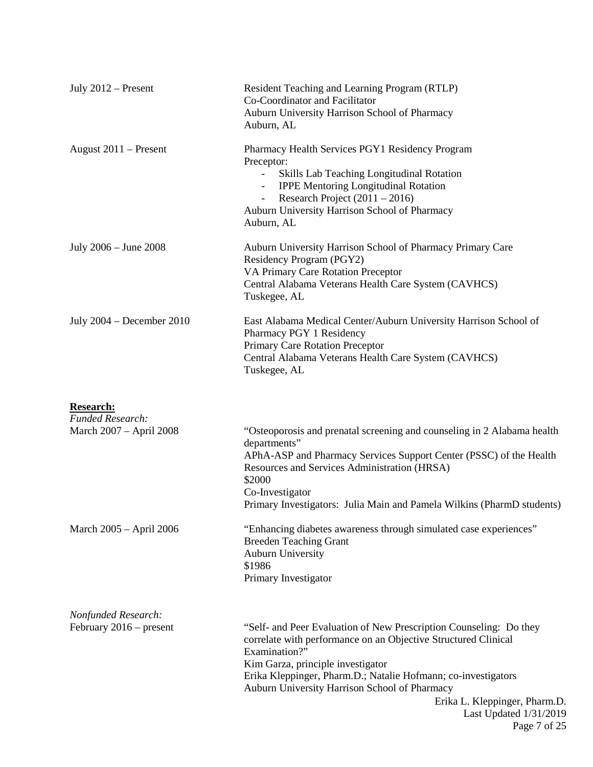July 2012 – Present

Resident Teaching and Learning Program (RTLP)
Co-Coordinator and Facilitator
Auburn University Harrison School of Pharmacy
Auburn, AL

August 2011 – Present

Pharmacy Health Services PGY1 Residency Program
Preceptor:

- Skills Lab Teaching Longitudinal Rotation
- IPPE Mentoring Longitudinal Rotation
- Research Project (2011 – 2016)

Auburn University Harrison School of Pharmacy
Auburn, AL

July 2006 – June 2008

Auburn University Harrison School of Pharmacy Primary Care Residency Program (PGY2)
VA Primary Care Rotation Preceptor
Central Alabama Veterans Health Care System (CAVHCS)
Tuskegee, AL

July 2004 – December 2010

East Alabama Medical Center/Auburn University Harrison School of Pharmacy PGY 1 Residency
Primary Care Rotation Preceptor
Central Alabama Veterans Health Care System (CAVHCS)
Tuskegee, AL

**Research:**

*Funded Research:*

March 2007 – April 2008

"Osteoporosis and prenatal screening and counseling in 2 Alabama health departments"
APhA-ASP and Pharmacy Services Support Center (PSSC) of the Health Resources and Services Administration (HRSA)
$2000
Co-Investigator
Primary Investigators: Julia Main and Pamela Wilkins (PharmD students)

March 2005 – April 2006

"Enhancing diabetes awareness through simulated case experiences"
Breeden Teaching Grant
Auburn University
$1986
Primary Investigator

*Nonfunded Research:*

February 2016 – present

"Self- and Peer Evaluation of New Prescription Counseling: Do they correlate with performance on an Objective Structured Clinical Examination?"
Kim Garza, principle investigator
Erika Kleppinger, Pharm.D.; Natalie Hofmann; co-investigators
Auburn University Harrison School of Pharmacy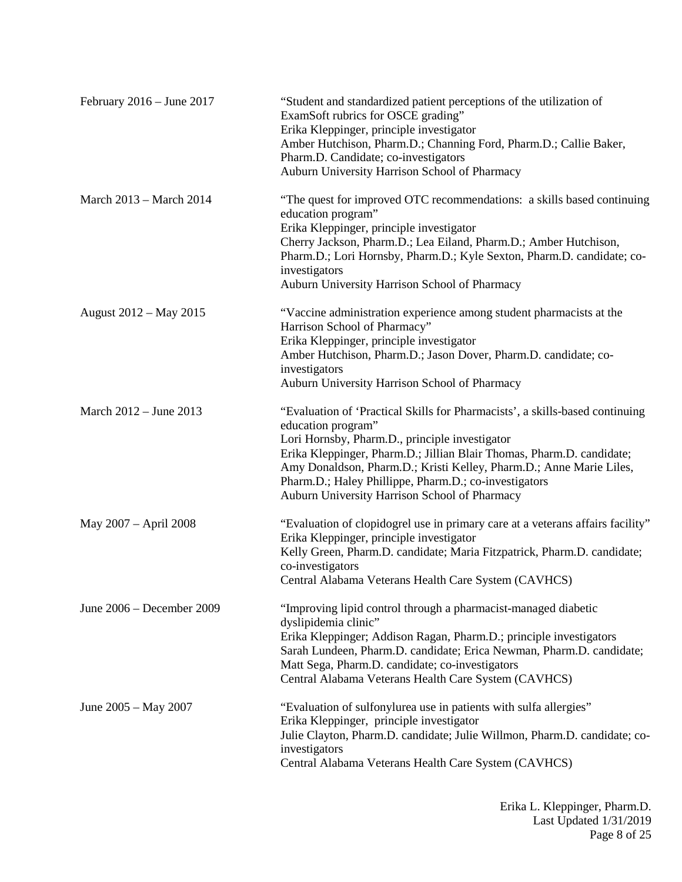| | |
|---|---|
| February 2016 – June 2017 | "Student and standardized patient perceptions of the utilization of ExamSoft rubrics for OSCE grading"<br>Erika Kleppinger, principle investigator<br>Amber Hutchison, Pharm.D.; Channing Ford, Pharm.D.; Callie Baker, Pharm.D. Candidate; co-investigators<br>Auburn University Harrison School of Pharmacy |
| March 2013 – March 2014 | "The quest for improved OTC recommendations: a skills based continuing education program"<br>Erika Kleppinger, principle investigator<br>Cherry Jackson, Pharm.D.; Lea Eiland, Pharm.D.; Amber Hutchison, Pharm.D.; Lori Hornsby, Pharm.D.; Kyle Sexton, Pharm.D. candidate; co-investigators<br>Auburn University Harrison School of Pharmacy |
| August 2012 – May 2015 | "Vaccine administration experience among student pharmacists at the Harrison School of Pharmacy"<br>Erika Kleppinger, principle investigator<br>Amber Hutchison, Pharm.D.; Jason Dover, Pharm.D. candidate; co-investigators<br>Auburn University Harrison School of Pharmacy |
| March 2012 – June 2013 | "Evaluation of 'Practical Skills for Pharmacists', a skills-based continuing education program"<br>Lori Hornsby, Pharm.D., principle investigator<br>Erika Kleppinger, Pharm.D.; Jillian Blair Thomas, Pharm.D. candidate; Amy Donaldson, Pharm.D.; Kristi Kelley, Pharm.D.; Anne Marie Liles, Pharm.D.; Haley Phillippe, Pharm.D.; co-investigators<br>Auburn University Harrison School of Pharmacy |
| May 2007 – April 2008 | "Evaluation of clopidogrel use in primary care at a veterans affairs facility"<br>Erika Kleppinger, principle investigator<br>Kelly Green, Pharm.D. candidate; Maria Fitzpatrick, Pharm.D. candidate; co-investigators<br>Central Alabama Veterans Health Care System (CAVHCS) |
| June 2006 – December 2009 | "Improving lipid control through a pharmacist-managed diabetic dyslipidemia clinic"<br>Erika Kleppinger; Addison Ragan, Pharm.D.; principle investigators<br>Sarah Lundeen, Pharm.D. candidate; Erica Newman, Pharm.D. candidate; Matt Sega, Pharm.D. candidate; co-investigators<br>Central Alabama Veterans Health Care System (CAVHCS) |
| June 2005 – May 2007 | "Evaluation of sulfonylurea use in patients with sulfa allergies"<br>Erika Kleppinger, principle investigator<br>Julie Clayton, Pharm.D. candidate; Julie Willmon, Pharm.D. candidate; co-investigators<br>Central Alabama Veterans Health Care System (CAVHCS) |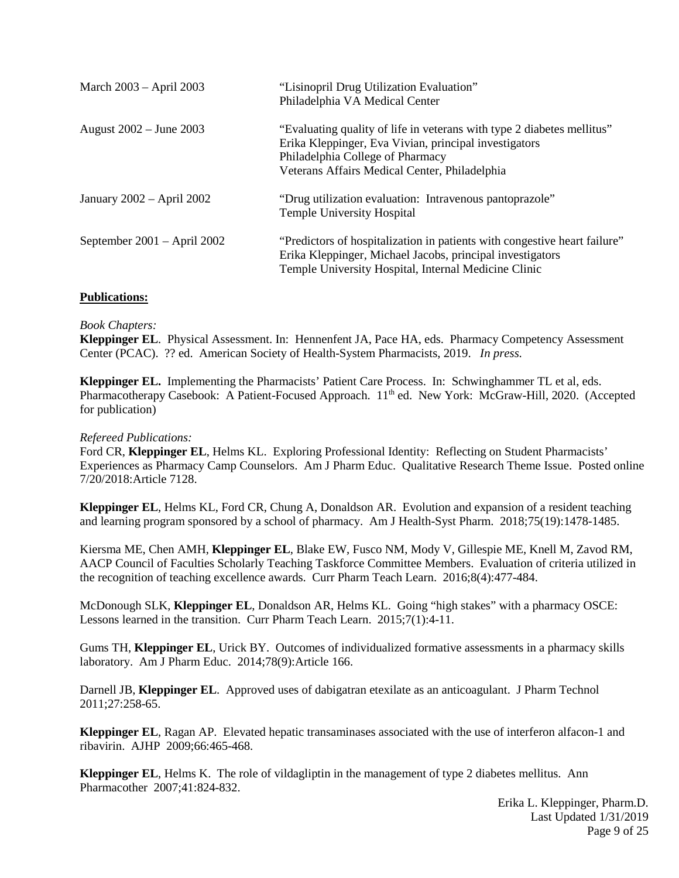| | |
|---|---|
| March 2003 – April 2003 | "Lisinopril Drug Utilization Evaluation"<br>Philadelphia VA Medical Center |
| August 2002 – June 2003 | "Evaluating quality of life in veterans with type 2 diabetes mellitus"<br>Erika Kleppinger, Eva Vivian, principal investigators<br>Philadelphia College of Pharmacy<br>Veterans Affairs Medical Center, Philadelphia |
| January 2002 – April 2002 | "Drug utilization evaluation: Intravenous pantoprazole"<br>Temple University Hospital |
| September 2001 – April 2002 | "Predictors of hospitalization in patients with congestive heart failure"<br>Erika Kleppinger, Michael Jacobs, principal investigators<br>Temple University Hospital, Internal Medicine Clinic |

## **Publications:**

*Book Chapters:*

**Kleppinger EL**. Physical Assessment. In: Hennenfent JA, Pace HA, eds. Pharmacy Competency Assessment Center (PCAC). ?? ed. American Society of Health-System Pharmacists, 2019. *In press.*

**Kleppinger EL.** Implementing the Pharmacists' Patient Care Process. In: Schwinghammer TL et al, eds. Pharmacotherapy Casebook: A Patient-Focused Approach. 11th ed. New York: McGraw-Hill, 2020. (Accepted for publication)

*Refereed Publications:*

Ford CR, **Kleppinger EL**, Helms KL. Exploring Professional Identity: Reflecting on Student Pharmacists' Experiences as Pharmacy Camp Counselors. Am J Pharm Educ. Qualitative Research Theme Issue. Posted online 7/20/2018:Article 7128.

**Kleppinger EL**, Helms KL, Ford CR, Chung A, Donaldson AR. Evolution and expansion of a resident teaching and learning program sponsored by a school of pharmacy. Am J Health-Syst Pharm. 2018;75(19):1478-1485.

Kiersma ME, Chen AMH, **Kleppinger EL**, Blake EW, Fusco NM, Mody V, Gillespie ME, Knell M, Zavod RM, AACP Council of Faculties Scholarly Teaching Taskforce Committee Members. Evaluation of criteria utilized in the recognition of teaching excellence awards. Curr Pharm Teach Learn. 2016;8(4):477-484.

McDonough SLK, **Kleppinger EL**, Donaldson AR, Helms KL. Going "high stakes" with a pharmacy OSCE: Lessons learned in the transition. Curr Pharm Teach Learn. 2015;7(1):4-11.

Gums TH, **Kleppinger EL**, Urick BY. Outcomes of individualized formative assessments in a pharmacy skills laboratory. Am J Pharm Educ. 2014;78(9):Article 166.

Darnell JB, **Kleppinger EL**. Approved uses of dabigatran etexilate as an anticoagulant. J Pharm Technol 2011;27:258-65.

**Kleppinger EL**, Ragan AP. Elevated hepatic transaminases associated with the use of interferon alfacon-1 and ribavirin. AJHP 2009;66:465-468.

**Kleppinger EL**, Helms K. The role of vildagliptin in the management of type 2 diabetes mellitus. Ann Pharmacother 2007;41:824-832.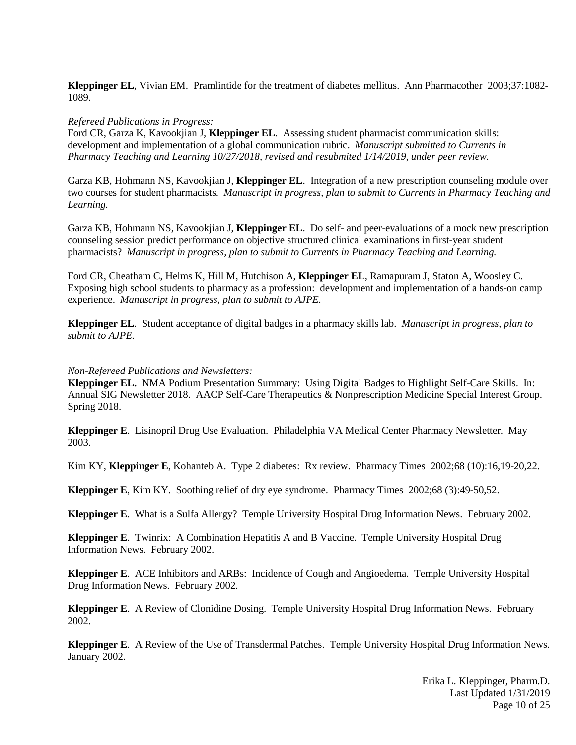**Kleppinger EL**, Vivian EM. Pramlintide for the treatment of diabetes mellitus. Ann Pharmacother 2003;37:1082-1089.

*Refereed Publications in Progress:*

Ford CR, Garza K, Kavookjian J, **Kleppinger EL**. Assessing student pharmacist communication skills: development and implementation of a global communication rubric. *Manuscript submitted to Currents in Pharmacy Teaching and Learning 10/27/2018, revised and resubmited 1/14/2019, under peer review.*

Garza KB, Hohmann NS, Kavookjian J, **Kleppinger EL**. Integration of a new prescription counseling module over two courses for student pharmacists. *Manuscript in progress, plan to submit to Currents in Pharmacy Teaching and Learning.*

Garza KB, Hohmann NS, Kavookjian J, **Kleppinger EL**. Do self- and peer-evaluations of a mock new prescription counseling session predict performance on objective structured clinical examinations in first-year student pharmacists? *Manuscript in progress, plan to submit to Currents in Pharmacy Teaching and Learning.*

Ford CR, Cheatham C, Helms K, Hill M, Hutchison A, **Kleppinger EL**, Ramapuram J, Staton A, Woosley C. Exposing high school students to pharmacy as a profession: development and implementation of a hands-on camp experience. *Manuscript in progress, plan to submit to AJPE.*

**Kleppinger EL**. Student acceptance of digital badges in a pharmacy skills lab. *Manuscript in progress, plan to submit to AJPE.*

*Non-Refereed Publications and Newsletters:*

**Kleppinger EL.** NMA Podium Presentation Summary: Using Digital Badges to Highlight Self-Care Skills. In: Annual SIG Newsletter 2018. AACP Self-Care Therapeutics & Nonprescription Medicine Special Interest Group. Spring 2018.

**Kleppinger E**. Lisinopril Drug Use Evaluation. Philadelphia VA Medical Center Pharmacy Newsletter. May 2003.

Kim KY, **Kleppinger E**, Kohanteb A. Type 2 diabetes: Rx review. Pharmacy Times 2002;68 (10):16,19-20,22.

**Kleppinger E**, Kim KY. Soothing relief of dry eye syndrome. Pharmacy Times 2002;68 (3):49-50,52.

**Kleppinger E**. What is a Sulfa Allergy? Temple University Hospital Drug Information News. February 2002.

**Kleppinger E**. Twinrix: A Combination Hepatitis A and B Vaccine. Temple University Hospital Drug Information News. February 2002.

**Kleppinger E**. ACE Inhibitors and ARBs: Incidence of Cough and Angioedema. Temple University Hospital Drug Information News. February 2002.

**Kleppinger E**. A Review of Clonidine Dosing. Temple University Hospital Drug Information News. February 2002.

**Kleppinger E**. A Review of the Use of Transdermal Patches. Temple University Hospital Drug Information News. January 2002.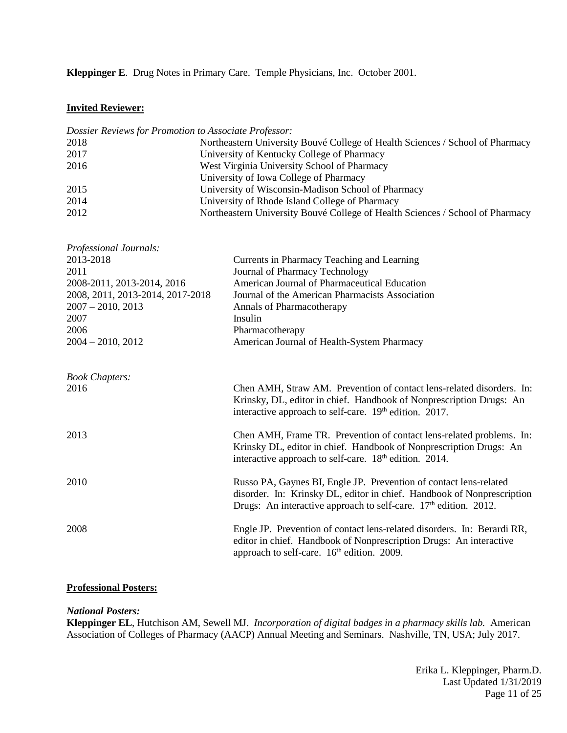**Kleppinger E**. Drug Notes in Primary Care. Temple Physicians, Inc. October 2001.

## **Invited Reviewer:**

*Dossier Reviews for Promotion to Associate Professor:*

| | |
|---|---|
| 2018 | Northeastern University Bouvé College of Health Sciences / School of Pharmacy |
| 2017 | University of Kentucky College of Pharmacy |
| 2016 | West Virginia University School of Pharmacy |
| | University of Iowa College of Pharmacy |
| 2015 | University of Wisconsin-Madison School of Pharmacy |
| 2014 | University of Rhode Island College of Pharmacy |
| 2012 | Northeastern University Bouvé College of Health Sciences / School of Pharmacy |

*Professional Journals:*

| | |
|---|---|
| 2013-2018 | Currents in Pharmacy Teaching and Learning |
| 2011 | Journal of Pharmacy Technology |
| 2008-2011, 2013-2014, 2016 | American Journal of Pharmaceutical Education |
| 2008, 2011, 2013-2014, 2017-2018 | Journal of the American Pharmacists Association |
| 2007 – 2010, 2013 | Annals of Pharmacotherapy |
| 2007 | Insulin |
| 2006 | Pharmacotherapy |
| 2004 – 2010, 2012 | American Journal of Health-System Pharmacy |

*Book Chapters:*

| | |
|---|---|
| 2016 | Chen AMH, Straw AM. Prevention of contact lens-related disorders. In: Krinsky, DL, editor in chief. Handbook of Nonprescription Drugs: An interactive approach to self-care. 19th edition. 2017. |
| 2013 | Chen AMH, Frame TR. Prevention of contact lens-related problems. In: Krinsky DL, editor in chief. Handbook of Nonprescription Drugs: An interactive approach to self-care. 18th edition. 2014. |
| 2010 | Russo PA, Gaynes BI, Engle JP. Prevention of contact lens-related disorder. In: Krinsky DL, editor in chief. Handbook of Nonprescription Drugs: An interactive approach to self-care. 17th edition. 2012. |
| 2008 | Engle JP. Prevention of contact lens-related disorders. In: Berardi RR, editor in chief. Handbook of Nonprescription Drugs: An interactive approach to self-care. 16th edition. 2009. |

## **Professional Posters:**

***National Posters:***

**Kleppinger EL**, Hutchison AM, Sewell MJ. *Incorporation of digital badges in a pharmacy skills lab.* American Association of Colleges of Pharmacy (AACP) Annual Meeting and Seminars. Nashville, TN, USA; July 2017.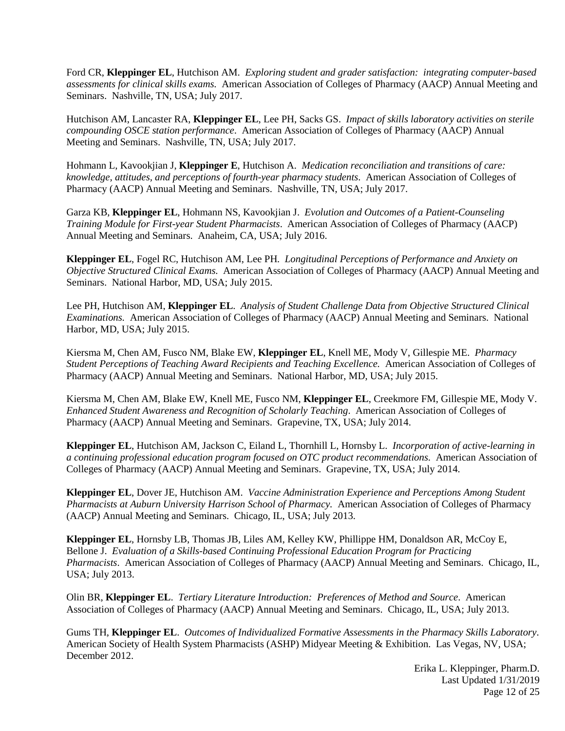Ford CR, **Kleppinger EL**, Hutchison AM. *Exploring student and grader satisfaction: integrating computer-based assessments for clinical skills exams.* American Association of Colleges of Pharmacy (AACP) Annual Meeting and Seminars. Nashville, TN, USA; July 2017.

Hutchison AM, Lancaster RA, **Kleppinger EL**, Lee PH, Sacks GS. *Impact of skills laboratory activities on sterile compounding OSCE station performance*. American Association of Colleges of Pharmacy (AACP) Annual Meeting and Seminars. Nashville, TN, USA; July 2017.

Hohmann L, Kavookjian J, **Kleppinger E**, Hutchison A. *Medication reconciliation and transitions of care: knowledge, attitudes, and perceptions of fourth-year pharmacy students*. American Association of Colleges of Pharmacy (AACP) Annual Meeting and Seminars. Nashville, TN, USA; July 2017.

Garza KB, **Kleppinger EL**, Hohmann NS, Kavookjian J. *Evolution and Outcomes of a Patient-Counseling Training Module for First-year Student Pharmacists*. American Association of Colleges of Pharmacy (AACP) Annual Meeting and Seminars. Anaheim, CA, USA; July 2016.

**Kleppinger EL**, Fogel RC, Hutchison AM, Lee PH. *Longitudinal Perceptions of Performance and Anxiety on Objective Structured Clinical Exams.* American Association of Colleges of Pharmacy (AACP) Annual Meeting and Seminars. National Harbor, MD, USA; July 2015.

Lee PH, Hutchison AM, **Kleppinger EL**. *Analysis of Student Challenge Data from Objective Structured Clinical Examinations.* American Association of Colleges of Pharmacy (AACP) Annual Meeting and Seminars. National Harbor, MD, USA; July 2015.

Kiersma M, Chen AM, Fusco NM, Blake EW, **Kleppinger EL**, Knell ME, Mody V, Gillespie ME. *Pharmacy Student Perceptions of Teaching Award Recipients and Teaching Excellence.* American Association of Colleges of Pharmacy (AACP) Annual Meeting and Seminars. National Harbor, MD, USA; July 2015.

Kiersma M, Chen AM, Blake EW, Knell ME, Fusco NM, **Kleppinger EL**, Creekmore FM, Gillespie ME, Mody V. *Enhanced Student Awareness and Recognition of Scholarly Teaching*. American Association of Colleges of Pharmacy (AACP) Annual Meeting and Seminars. Grapevine, TX, USA; July 2014.

**Kleppinger EL**, Hutchison AM, Jackson C, Eiland L, Thornhill L, Hornsby L. *Incorporation of active-learning in a continuing professional education program focused on OTC product recommendations.* American Association of Colleges of Pharmacy (AACP) Annual Meeting and Seminars. Grapevine, TX, USA; July 2014.

**Kleppinger EL**, Dover JE, Hutchison AM. *Vaccine Administration Experience and Perceptions Among Student Pharmacists at Auburn University Harrison School of Pharmacy.* American Association of Colleges of Pharmacy (AACP) Annual Meeting and Seminars. Chicago, IL, USA; July 2013.

**Kleppinger EL**, Hornsby LB, Thomas JB, Liles AM, Kelley KW, Phillippe HM, Donaldson AR, McCoy E, Bellone J. *Evaluation of a Skills-based Continuing Professional Education Program for Practicing Pharmacists*. American Association of Colleges of Pharmacy (AACP) Annual Meeting and Seminars. Chicago, IL, USA; July 2013.

Olin BR, **Kleppinger EL**. *Tertiary Literature Introduction: Preferences of Method and Source*. American Association of Colleges of Pharmacy (AACP) Annual Meeting and Seminars. Chicago, IL, USA; July 2013.

Gums TH, **Kleppinger EL**. *Outcomes of Individualized Formative Assessments in the Pharmacy Skills Laboratory*. American Society of Health System Pharmacists (ASHP) Midyear Meeting & Exhibition. Las Vegas, NV, USA; December 2012.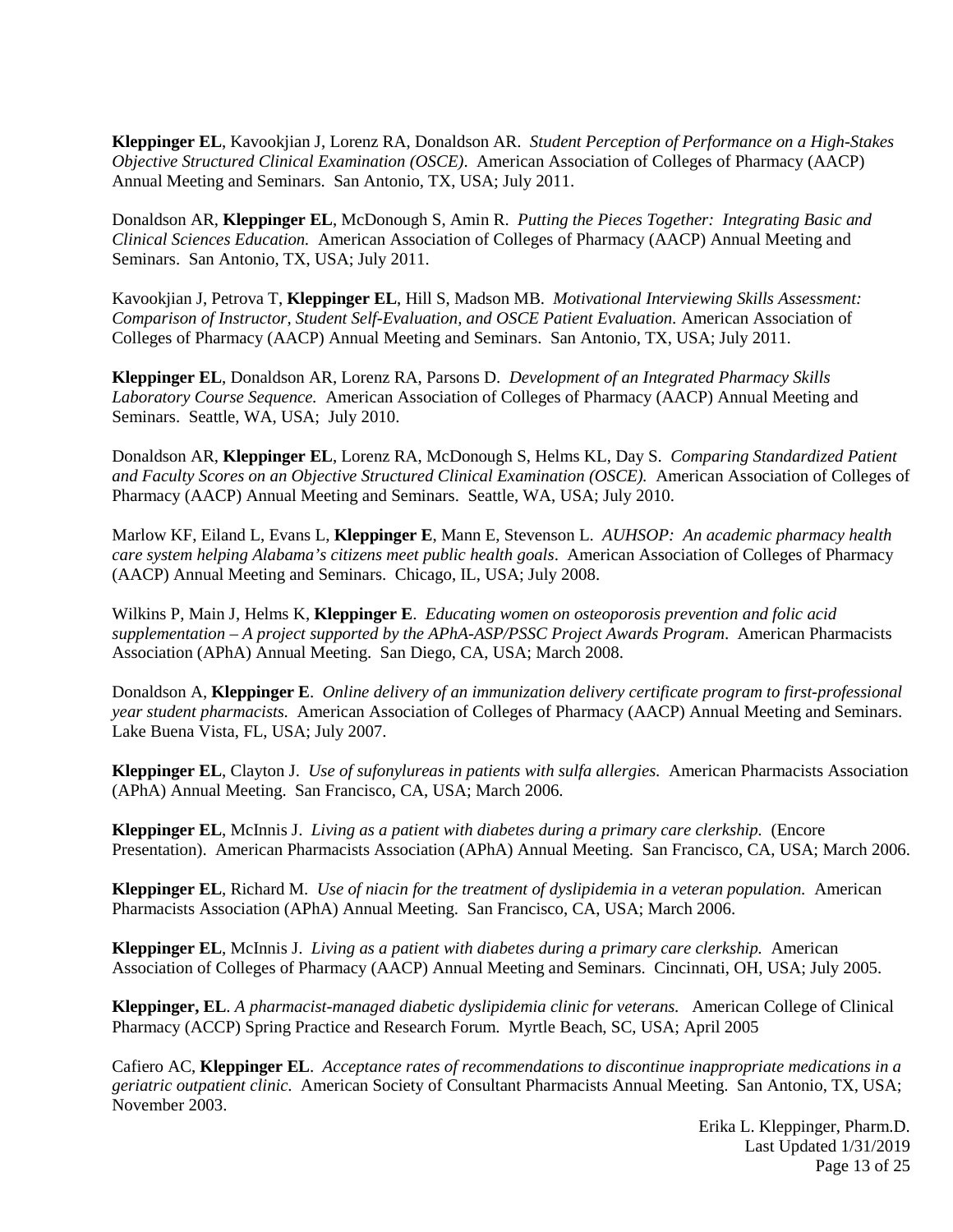**Kleppinger EL**, Kavookjian J, Lorenz RA, Donaldson AR. *Student Perception of Performance on a High-Stakes Objective Structured Clinical Examination (OSCE)*. American Association of Colleges of Pharmacy (AACP) Annual Meeting and Seminars. San Antonio, TX, USA; July 2011.

Donaldson AR, **Kleppinger EL**, McDonough S, Amin R. *Putting the Pieces Together: Integrating Basic and Clinical Sciences Education.* American Association of Colleges of Pharmacy (AACP) Annual Meeting and Seminars. San Antonio, TX, USA; July 2011.

Kavookjian J, Petrova T, **Kleppinger EL**, Hill S, Madson MB. *Motivational Interviewing Skills Assessment: Comparison of Instructor, Student Self-Evaluation, and OSCE Patient Evaluation*. American Association of Colleges of Pharmacy (AACP) Annual Meeting and Seminars. San Antonio, TX, USA; July 2011.

**Kleppinger EL**, Donaldson AR, Lorenz RA, Parsons D. *Development of an Integrated Pharmacy Skills Laboratory Course Sequence.* American Association of Colleges of Pharmacy (AACP) Annual Meeting and Seminars. Seattle, WA, USA; July 2010.

Donaldson AR, **Kleppinger EL**, Lorenz RA, McDonough S, Helms KL, Day S. *Comparing Standardized Patient and Faculty Scores on an Objective Structured Clinical Examination (OSCE).* American Association of Colleges of Pharmacy (AACP) Annual Meeting and Seminars. Seattle, WA, USA; July 2010.

Marlow KF, Eiland L, Evans L, **Kleppinger E**, Mann E, Stevenson L. *AUHSOP: An academic pharmacy health care system helping Alabama's citizens meet public health goals*. American Association of Colleges of Pharmacy (AACP) Annual Meeting and Seminars. Chicago, IL, USA; July 2008.

Wilkins P, Main J, Helms K, **Kleppinger E**. *Educating women on osteoporosis prevention and folic acid supplementation – A project supported by the APhA-ASP/PSSC Project Awards Program*. American Pharmacists Association (APhA) Annual Meeting. San Diego, CA, USA; March 2008.

Donaldson A, **Kleppinger E**. *Online delivery of an immunization delivery certificate program to first-professional year student pharmacists.* American Association of Colleges of Pharmacy (AACP) Annual Meeting and Seminars. Lake Buena Vista, FL, USA; July 2007.

**Kleppinger EL**, Clayton J. *Use of sufonylureas in patients with sulfa allergies.* American Pharmacists Association (APhA) Annual Meeting. San Francisco, CA, USA; March 2006.

**Kleppinger EL**, McInnis J. *Living as a patient with diabetes during a primary care clerkship.* (Encore Presentation). American Pharmacists Association (APhA) Annual Meeting. San Francisco, CA, USA; March 2006.

**Kleppinger EL**, Richard M. *Use of niacin for the treatment of dyslipidemia in a veteran population.* American Pharmacists Association (APhA) Annual Meeting. San Francisco, CA, USA; March 2006.

**Kleppinger EL**, McInnis J. *Living as a patient with diabetes during a primary care clerkship.* American Association of Colleges of Pharmacy (AACP) Annual Meeting and Seminars. Cincinnati, OH, USA; July 2005.

**Kleppinger, EL**. *A pharmacist-managed diabetic dyslipidemia clinic for veterans.* American College of Clinical Pharmacy (ACCP) Spring Practice and Research Forum. Myrtle Beach, SC, USA; April 2005

Cafiero AC, **Kleppinger EL**. *Acceptance rates of recommendations to discontinue inappropriate medications in a geriatric outpatient clinic.* American Society of Consultant Pharmacists Annual Meeting. San Antonio, TX, USA; November 2003.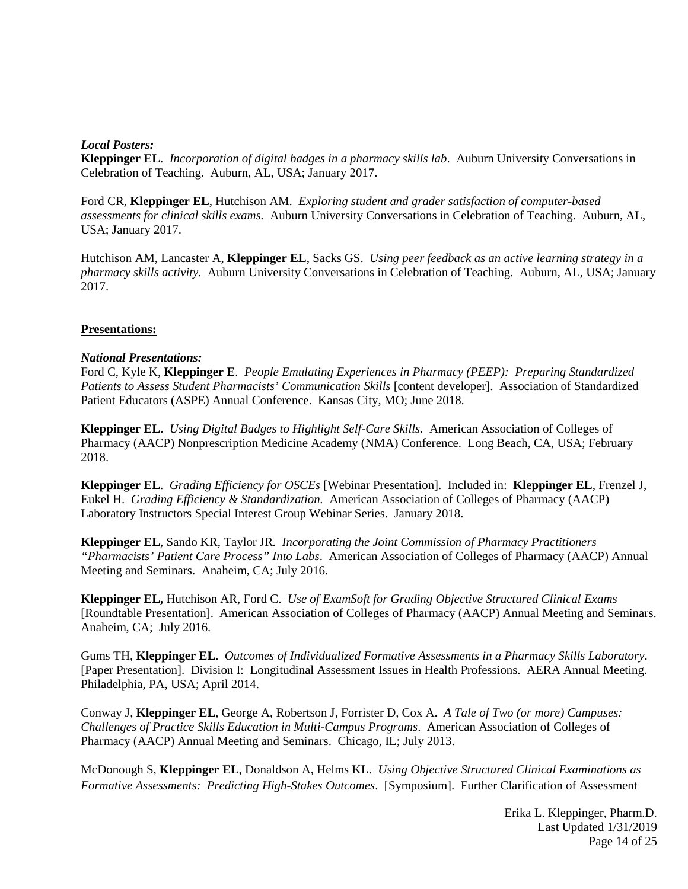***Local Posters:***

**Kleppinger EL**. *Incorporation of digital badges in a pharmacy skills lab*. Auburn University Conversations in Celebration of Teaching. Auburn, AL, USA; January 2017.

Ford CR, **Kleppinger EL**, Hutchison AM. *Exploring student and grader satisfaction of computer-based assessments for clinical skills exams.* Auburn University Conversations in Celebration of Teaching. Auburn, AL, USA; January 2017.

Hutchison AM, Lancaster A, **Kleppinger EL**, Sacks GS. *Using peer feedback as an active learning strategy in a pharmacy skills activity.* Auburn University Conversations in Celebration of Teaching. Auburn, AL, USA; January 2017.

**Presentations:**

***National Presentations:***

Ford C, Kyle K, **Kleppinger E**. *People Emulating Experiences in Pharmacy (PEEP): Preparing Standardized Patients to Assess Student Pharmacists' Communication Skills* [content developer]. Association of Standardized Patient Educators (ASPE) Annual Conference. Kansas City, MO; June 2018.

**Kleppinger EL.** *Using Digital Badges to Highlight Self-Care Skills.* American Association of Colleges of Pharmacy (AACP) Nonprescription Medicine Academy (NMA) Conference. Long Beach, CA, USA; February 2018.

**Kleppinger EL**. *Grading Efficiency for OSCEs* [Webinar Presentation]. Included in: **Kleppinger EL**, Frenzel J, Eukel H. *Grading Efficiency & Standardization.* American Association of Colleges of Pharmacy (AACP) Laboratory Instructors Special Interest Group Webinar Series. January 2018.

**Kleppinger EL**, Sando KR, Taylor JR. *Incorporating the Joint Commission of Pharmacy Practitioners "Pharmacists' Patient Care Process" Into Labs*. American Association of Colleges of Pharmacy (AACP) Annual Meeting and Seminars. Anaheim, CA; July 2016.

**Kleppinger EL,** Hutchison AR, Ford C. *Use of ExamSoft for Grading Objective Structured Clinical Exams* [Roundtable Presentation]. American Association of Colleges of Pharmacy (AACP) Annual Meeting and Seminars. Anaheim, CA; July 2016.

Gums TH, **Kleppinger EL**. *Outcomes of Individualized Formative Assessments in a Pharmacy Skills Laboratory*. [Paper Presentation]. Division I: Longitudinal Assessment Issues in Health Professions. AERA Annual Meeting. Philadelphia, PA, USA; April 2014.

Conway J, **Kleppinger EL**, George A, Robertson J, Forrister D, Cox A. *A Tale of Two (or more) Campuses: Challenges of Practice Skills Education in Multi-Campus Programs*. American Association of Colleges of Pharmacy (AACP) Annual Meeting and Seminars. Chicago, IL; July 2013.

McDonough S, **Kleppinger EL**, Donaldson A, Helms KL. *Using Objective Structured Clinical Examinations as Formative Assessments: Predicting High-Stakes Outcomes*. [Symposium]. Further Clarification of Assessment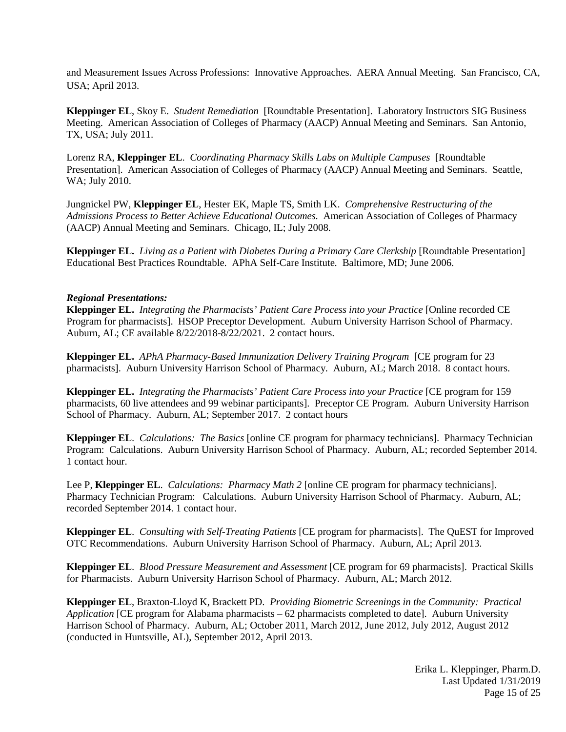and Measurement Issues Across Professions: Innovative Approaches. AERA Annual Meeting. San Francisco, CA, USA; April 2013.

**Kleppinger EL**, Skoy E. *Student Remediation* [Roundtable Presentation]. Laboratory Instructors SIG Business Meeting. American Association of Colleges of Pharmacy (AACP) Annual Meeting and Seminars. San Antonio, TX, USA; July 2011.

Lorenz RA, **Kleppinger EL**. *Coordinating Pharmacy Skills Labs on Multiple Campuses* [Roundtable Presentation]. American Association of Colleges of Pharmacy (AACP) Annual Meeting and Seminars. Seattle, WA; July 2010.

Jungnickel PW, **Kleppinger EL**, Hester EK, Maple TS, Smith LK. *Comprehensive Restructuring of the Admissions Process to Better Achieve Educational Outcomes.* American Association of Colleges of Pharmacy (AACP) Annual Meeting and Seminars. Chicago, IL; July 2008.

**Kleppinger EL.** *Living as a Patient with Diabetes During a Primary Care Clerkship* [Roundtable Presentation] Educational Best Practices Roundtable. APhA Self-Care Institute. Baltimore, MD; June 2006.

***Regional Presentations:***

**Kleppinger EL.** *Integrating the Pharmacists' Patient Care Process into your Practice* [Online recorded CE Program for pharmacists]. HSOP Preceptor Development. Auburn University Harrison School of Pharmacy. Auburn, AL; CE available 8/22/2018-8/22/2021. 2 contact hours.

**Kleppinger EL.** *APhA Pharmacy-Based Immunization Delivery Training Program* [CE program for 23 pharmacists]. Auburn University Harrison School of Pharmacy. Auburn, AL; March 2018. 8 contact hours.

**Kleppinger EL.** *Integrating the Pharmacists' Patient Care Process into your Practice* [CE program for 159 pharmacists, 60 live attendees and 99 webinar participants]. Preceptor CE Program. Auburn University Harrison School of Pharmacy. Auburn, AL; September 2017. 2 contact hours

**Kleppinger EL**. *Calculations: The Basics* [online CE program for pharmacy technicians]. Pharmacy Technician Program: Calculations. Auburn University Harrison School of Pharmacy. Auburn, AL; recorded September 2014. 1 contact hour.

Lee P, **Kleppinger EL**. *Calculations: Pharmacy Math 2* [online CE program for pharmacy technicians]. Pharmacy Technician Program: Calculations. Auburn University Harrison School of Pharmacy. Auburn, AL; recorded September 2014. 1 contact hour.

**Kleppinger EL**. *Consulting with Self-Treating Patients* [CE program for pharmacists]. The QuEST for Improved OTC Recommendations. Auburn University Harrison School of Pharmacy. Auburn, AL; April 2013.

**Kleppinger EL**. *Blood Pressure Measurement and Assessment* [CE program for 69 pharmacists]. Practical Skills for Pharmacists. Auburn University Harrison School of Pharmacy. Auburn, AL; March 2012.

**Kleppinger EL**, Braxton-Lloyd K, Brackett PD. *Providing Biometric Screenings in the Community: Practical Application* [CE program for Alabama pharmacists – 62 pharmacists completed to date]. Auburn University Harrison School of Pharmacy. Auburn, AL; October 2011, March 2012, June 2012, July 2012, August 2012 (conducted in Huntsville, AL), September 2012, April 2013.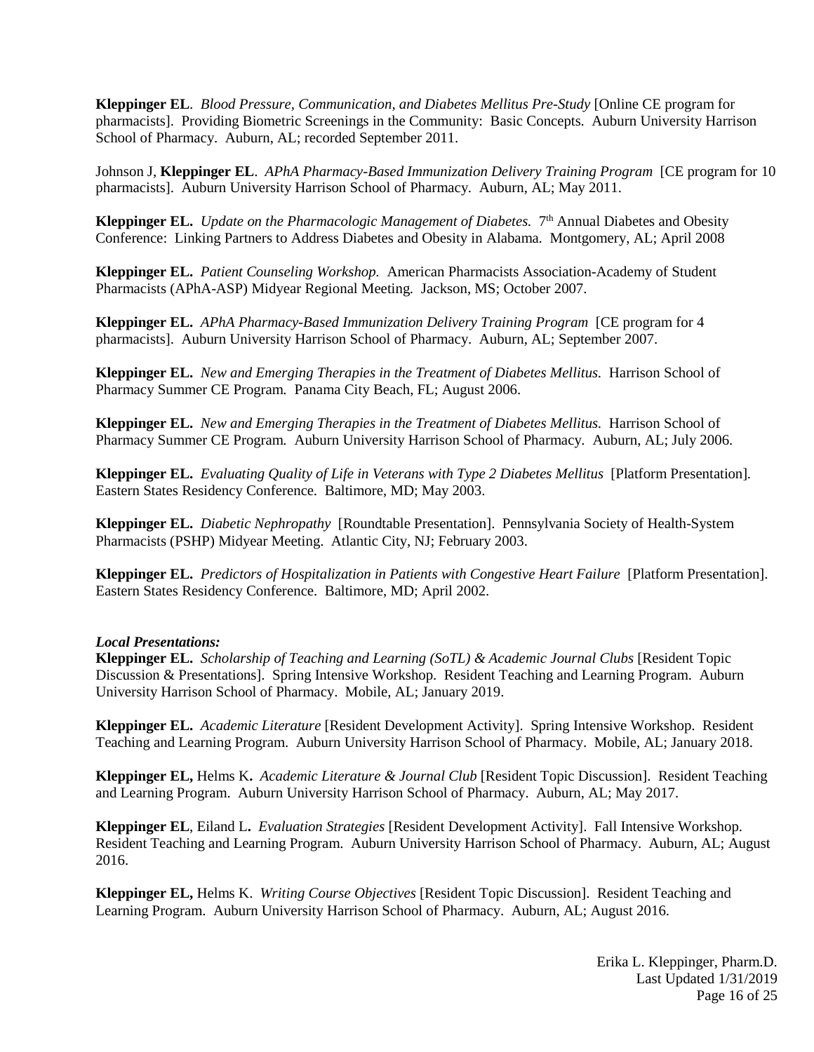**Kleppinger EL**. *Blood Pressure, Communication, and Diabetes Mellitus Pre-Study* [Online CE program for pharmacists]. Providing Biometric Screenings in the Community: Basic Concepts. Auburn University Harrison School of Pharmacy. Auburn, AL; recorded September 2011.

Johnson J, **Kleppinger EL**. *APhA Pharmacy-Based Immunization Delivery Training Program* [CE program for 10 pharmacists]. Auburn University Harrison School of Pharmacy. Auburn, AL; May 2011.

**Kleppinger EL.** *Update on the Pharmacologic Management of Diabetes.* 7th Annual Diabetes and Obesity Conference: Linking Partners to Address Diabetes and Obesity in Alabama. Montgomery, AL; April 2008

**Kleppinger EL.** *Patient Counseling Workshop.* American Pharmacists Association-Academy of Student Pharmacists (APhA-ASP) Midyear Regional Meeting. Jackson, MS; October 2007.

**Kleppinger EL.** *APhA Pharmacy-Based Immunization Delivery Training Program* [CE program for 4 pharmacists]. Auburn University Harrison School of Pharmacy. Auburn, AL; September 2007.

**Kleppinger EL.** *New and Emerging Therapies in the Treatment of Diabetes Mellitus.* Harrison School of Pharmacy Summer CE Program. Panama City Beach, FL; August 2006.

**Kleppinger EL.** *New and Emerging Therapies in the Treatment of Diabetes Mellitus.* Harrison School of Pharmacy Summer CE Program. Auburn University Harrison School of Pharmacy. Auburn, AL; July 2006.

**Kleppinger EL.** *Evaluating Quality of Life in Veterans with Type 2 Diabetes Mellitus* [Platform Presentation]. Eastern States Residency Conference. Baltimore, MD; May 2003.

**Kleppinger EL.** *Diabetic Nephropathy* [Roundtable Presentation]. Pennsylvania Society of Health-System Pharmacists (PSHP) Midyear Meeting. Atlantic City, NJ; February 2003.

**Kleppinger EL.** *Predictors of Hospitalization in Patients with Congestive Heart Failure* [Platform Presentation]. Eastern States Residency Conference. Baltimore, MD; April 2002.

***Local Presentations:***

**Kleppinger EL.** *Scholarship of Teaching and Learning (SoTL) & Academic Journal Clubs* [Resident Topic Discussion & Presentations]. Spring Intensive Workshop. Resident Teaching and Learning Program. Auburn University Harrison School of Pharmacy. Mobile, AL; January 2019.

**Kleppinger EL.** *Academic Literature* [Resident Development Activity]. Spring Intensive Workshop. Resident Teaching and Learning Program. Auburn University Harrison School of Pharmacy. Mobile, AL; January 2018.

**Kleppinger EL,** Helms K**.** *Academic Literature & Journal Club* [Resident Topic Discussion]. Resident Teaching and Learning Program. Auburn University Harrison School of Pharmacy. Auburn, AL; May 2017.

**Kleppinger EL**, Eiland L**.** *Evaluation Strategies* [Resident Development Activity]. Fall Intensive Workshop. Resident Teaching and Learning Program. Auburn University Harrison School of Pharmacy. Auburn, AL; August 2016.

**Kleppinger EL,** Helms K. *Writing Course Objectives* [Resident Topic Discussion]. Resident Teaching and Learning Program. Auburn University Harrison School of Pharmacy. Auburn, AL; August 2016.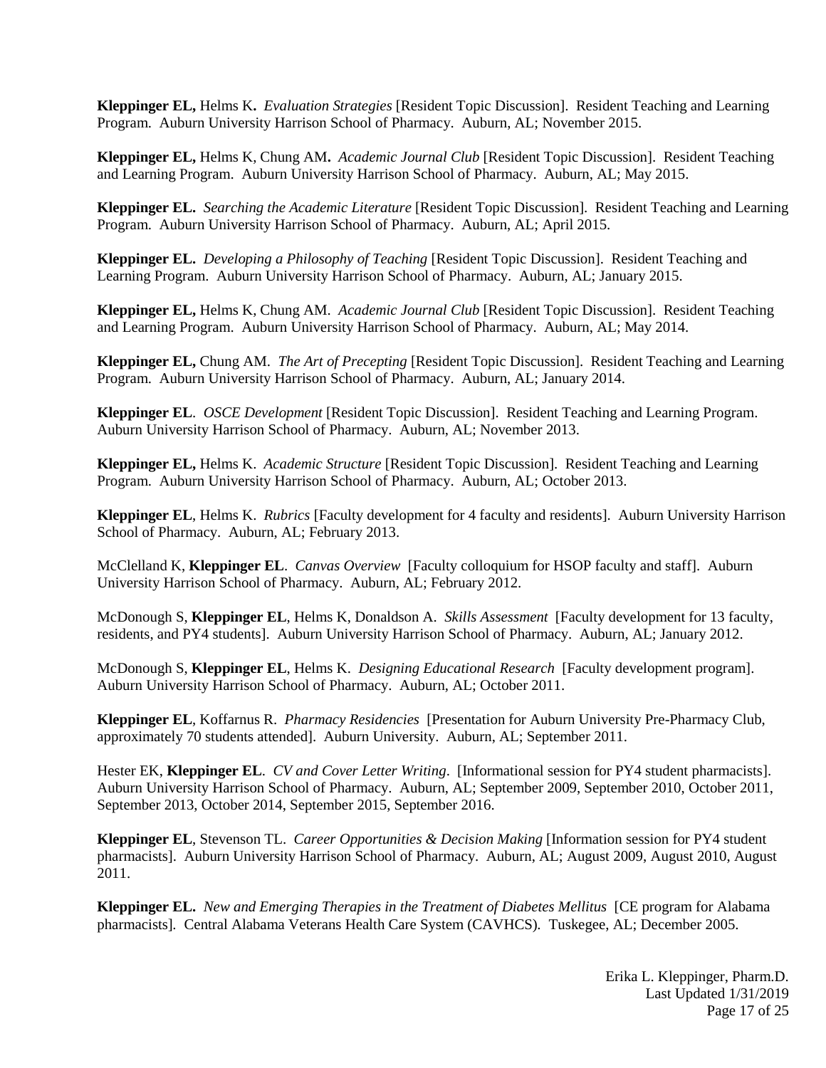**Kleppinger EL,** Helms K**.** *Evaluation Strategies* [Resident Topic Discussion]. Resident Teaching and Learning Program. Auburn University Harrison School of Pharmacy. Auburn, AL; November 2015.

**Kleppinger EL,** Helms K, Chung AM**.** *Academic Journal Club* [Resident Topic Discussion]. Resident Teaching and Learning Program. Auburn University Harrison School of Pharmacy. Auburn, AL; May 2015.

**Kleppinger EL.** *Searching the Academic Literature* [Resident Topic Discussion]. Resident Teaching and Learning Program. Auburn University Harrison School of Pharmacy. Auburn, AL; April 2015.

**Kleppinger EL.** *Developing a Philosophy of Teaching* [Resident Topic Discussion]. Resident Teaching and Learning Program. Auburn University Harrison School of Pharmacy. Auburn, AL; January 2015.

**Kleppinger EL,** Helms K, Chung AM. *Academic Journal Club* [Resident Topic Discussion]. Resident Teaching and Learning Program. Auburn University Harrison School of Pharmacy. Auburn, AL; May 2014.

**Kleppinger EL,** Chung AM. *The Art of Precepting* [Resident Topic Discussion]. Resident Teaching and Learning Program. Auburn University Harrison School of Pharmacy. Auburn, AL; January 2014.

**Kleppinger EL**. *OSCE Development* [Resident Topic Discussion]. Resident Teaching and Learning Program. Auburn University Harrison School of Pharmacy. Auburn, AL; November 2013.

**Kleppinger EL,** Helms K. *Academic Structure* [Resident Topic Discussion]. Resident Teaching and Learning Program. Auburn University Harrison School of Pharmacy. Auburn, AL; October 2013.

**Kleppinger EL**, Helms K. *Rubrics* [Faculty development for 4 faculty and residents]. Auburn University Harrison School of Pharmacy. Auburn, AL; February 2013.

McClelland K, **Kleppinger EL**. *Canvas Overview* [Faculty colloquium for HSOP faculty and staff]. Auburn University Harrison School of Pharmacy. Auburn, AL; February 2012.

McDonough S, **Kleppinger EL**, Helms K, Donaldson A. *Skills Assessment* [Faculty development for 13 faculty, residents, and PY4 students]. Auburn University Harrison School of Pharmacy. Auburn, AL; January 2012.

McDonough S, **Kleppinger EL**, Helms K. *Designing Educational Research* [Faculty development program]. Auburn University Harrison School of Pharmacy. Auburn, AL; October 2011.

**Kleppinger EL**, Koffarnus R. *Pharmacy Residencies* [Presentation for Auburn University Pre-Pharmacy Club, approximately 70 students attended]. Auburn University. Auburn, AL; September 2011.

Hester EK, **Kleppinger EL**. *CV and Cover Letter Writing*. [Informational session for PY4 student pharmacists]. Auburn University Harrison School of Pharmacy. Auburn, AL; September 2009, September 2010, October 2011, September 2013, October 2014, September 2015, September 2016.

**Kleppinger EL**, Stevenson TL. *Career Opportunities & Decision Making* [Information session for PY4 student pharmacists]. Auburn University Harrison School of Pharmacy. Auburn, AL; August 2009, August 2010, August 2011.

**Kleppinger EL.** *New and Emerging Therapies in the Treatment of Diabetes Mellitus* [CE program for Alabama pharmacists]. Central Alabama Veterans Health Care System (CAVHCS). Tuskegee, AL; December 2005.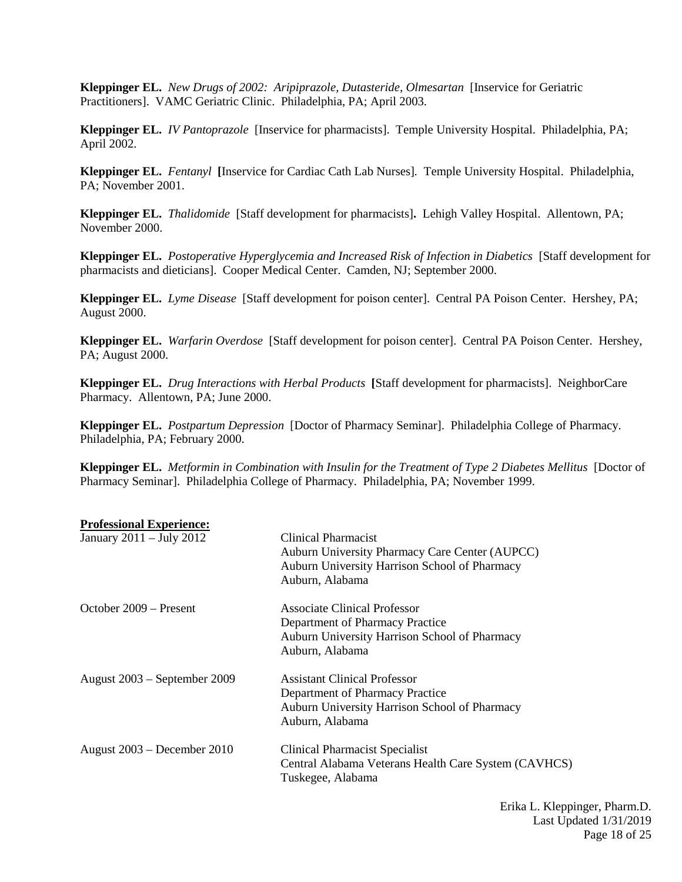**Kleppinger EL.** *New Drugs of 2002: Aripiprazole, Dutasteride, Olmesartan* [Inservice for Geriatric Practitioners]. VAMC Geriatric Clinic. Philadelphia, PA; April 2003.

**Kleppinger EL.** *IV Pantoprazole* [Inservice for pharmacists]. Temple University Hospital. Philadelphia, PA; April 2002.

**Kleppinger EL.** *Fentanyl* **[**Inservice for Cardiac Cath Lab Nurses]. Temple University Hospital. Philadelphia, PA; November 2001.

**Kleppinger EL.** *Thalidomide* [Staff development for pharmacists]**.** Lehigh Valley Hospital. Allentown, PA; November 2000.

**Kleppinger EL.** *Postoperative Hyperglycemia and Increased Risk of Infection in Diabetics* [Staff development for pharmacists and dieticians]. Cooper Medical Center. Camden, NJ; September 2000.

**Kleppinger EL.** *Lyme Disease* [Staff development for poison center]. Central PA Poison Center. Hershey, PA; August 2000.

**Kleppinger EL.** *Warfarin Overdose* [Staff development for poison center]. Central PA Poison Center. Hershey, PA; August 2000.

**Kleppinger EL.** *Drug Interactions with Herbal Products* **[**Staff development for pharmacists]. NeighborCare Pharmacy. Allentown, PA; June 2000.

**Kleppinger EL.** *Postpartum Depression* [Doctor of Pharmacy Seminar]. Philadelphia College of Pharmacy. Philadelphia, PA; February 2000.

**Kleppinger EL.** *Metformin in Combination with Insulin for the Treatment of Type 2 Diabetes Mellitus* [Doctor of Pharmacy Seminar]. Philadelphia College of Pharmacy. Philadelphia, PA; November 1999.

**Professional Experience:**

January 2011 – July 2012
Clinical Pharmacist
Auburn University Pharmacy Care Center (AUPCC)
Auburn University Harrison School of Pharmacy
Auburn, Alabama

October 2009 – Present
Associate Clinical Professor
Department of Pharmacy Practice
Auburn University Harrison School of Pharmacy
Auburn, Alabama

August 2003 – September 2009
Assistant Clinical Professor
Department of Pharmacy Practice
Auburn University Harrison School of Pharmacy
Auburn, Alabama

August 2003 – December 2010
Clinical Pharmacist Specialist
Central Alabama Veterans Health Care System (CAVHCS)
Tuskegee, Alabama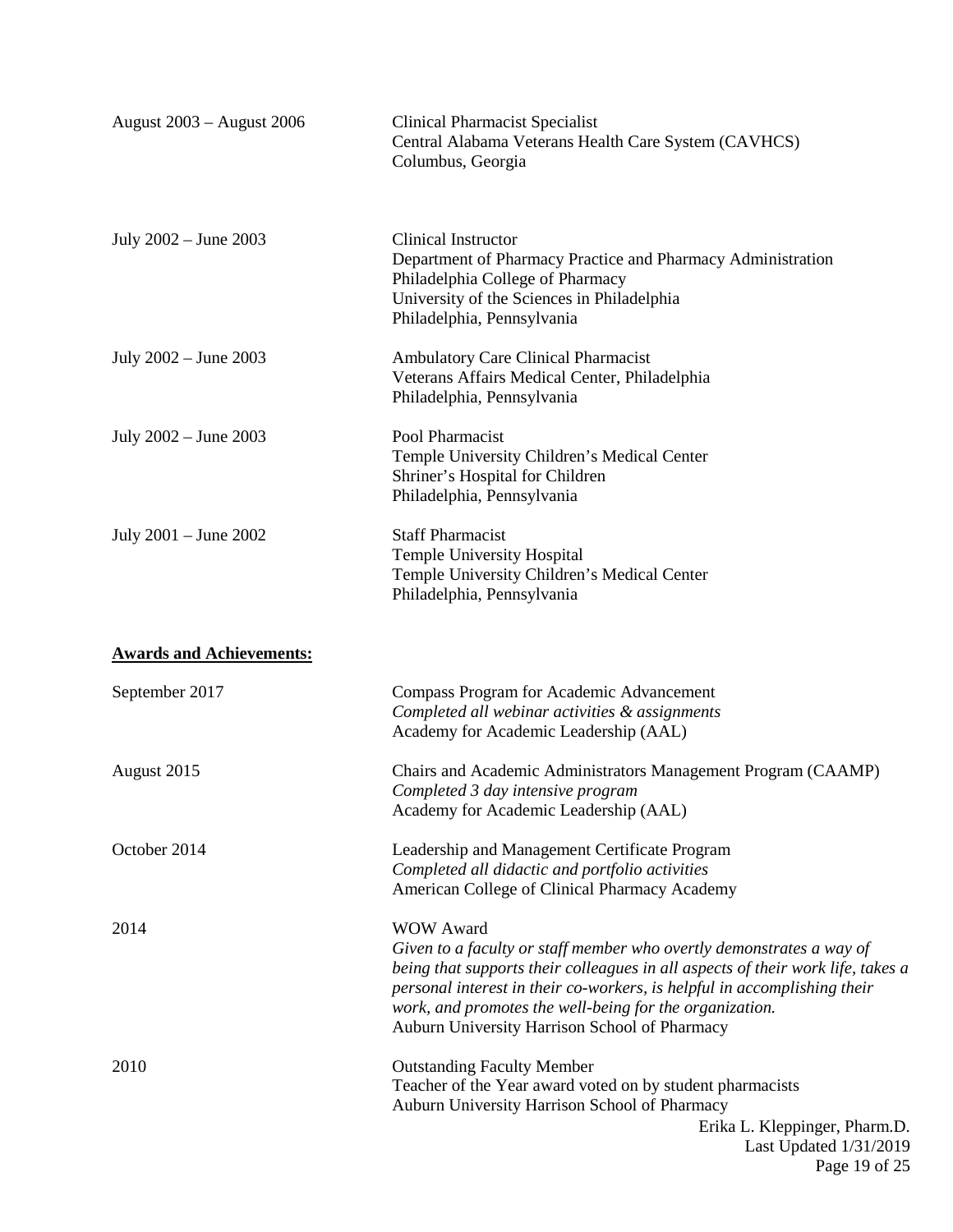August 2003 – August 2006 — Clinical Pharmacist Specialist
Central Alabama Veterans Health Care System (CAVHCS)
Columbus, Georgia

July 2002 – June 2003 — Clinical Instructor
Department of Pharmacy Practice and Pharmacy Administration
Philadelphia College of Pharmacy
University of the Sciences in Philadelphia
Philadelphia, Pennsylvania

July 2002 – June 2003 — Ambulatory Care Clinical Pharmacist
Veterans Affairs Medical Center, Philadelphia
Philadelphia, Pennsylvania

July 2002 – June 2003 — Pool Pharmacist
Temple University Children's Medical Center
Shriner's Hospital for Children
Philadelphia, Pennsylvania

July 2001 – June 2002 — Staff Pharmacist
Temple University Hospital
Temple University Children's Medical Center
Philadelphia, Pennsylvania

**Awards and Achievements:**

September 2017 — Compass Program for Academic Advancement
*Completed all webinar activities & assignments*
Academy for Academic Leadership (AAL)

August 2015 — Chairs and Academic Administrators Management Program (CAAMP)
*Completed 3 day intensive program*
Academy for Academic Leadership (AAL)

October 2014 — Leadership and Management Certificate Program
*Completed all didactic and portfolio activities*
American College of Clinical Pharmacy Academy

2014 — WOW Award
*Given to a faculty or staff member who overtly demonstrates a way of being that supports their colleagues in all aspects of their work life, takes a personal interest in their co-workers, is helpful in accomplishing their work, and promotes the well-being for the organization.*
Auburn University Harrison School of Pharmacy

2010 — Outstanding Faculty Member
Teacher of the Year award voted on by student pharmacists
Auburn University Harrison School of Pharmacy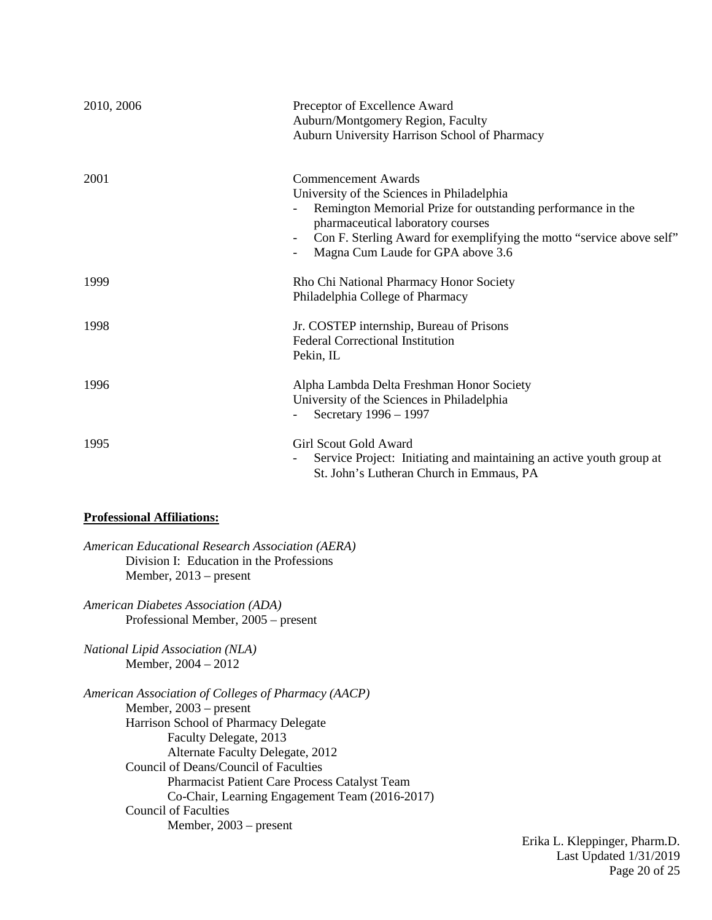| | |
|---|---|
| 2010, 2006 | Preceptor of Excellence Award<br>Auburn/Montgomery Region, Faculty<br>Auburn University Harrison School of Pharmacy |
| 2001 | Commencement Awards<br>University of the Sciences in Philadelphia<br>- Remington Memorial Prize for outstanding performance in the pharmaceutical laboratory courses<br>- Con F. Sterling Award for exemplifying the motto "service above self"<br>- Magna Cum Laude for GPA above 3.6 |
| 1999 | Rho Chi National Pharmacy Honor Society<br>Philadelphia College of Pharmacy |
| 1998 | Jr. COSTEP internship, Bureau of Prisons<br>Federal Correctional Institution<br>Pekin, IL |
| 1996 | Alpha Lambda Delta Freshman Honor Society<br>University of the Sciences in Philadelphia<br>- Secretary 1996 – 1997 |
| 1995 | Girl Scout Gold Award<br>- Service Project: Initiating and maintaining an active youth group at St. John's Lutheran Church in Emmaus, PA |

**Professional Affiliations:**

*American Educational Research Association (AERA)*
- Division I: Education in the Professions
- Member, 2013 – present

*American Diabetes Association (ADA)*
- Professional Member, 2005 – present

*National Lipid Association (NLA)*
- Member, 2004 – 2012

*American Association of Colleges of Pharmacy (AACP)*
- Member, 2003 – present
- Harrison School of Pharmacy Delegate
  - Faculty Delegate, 2013
  - Alternate Faculty Delegate, 2012
- Council of Deans/Council of Faculties
  - Pharmacist Patient Care Process Catalyst Team
  - Co-Chair, Learning Engagement Team (2016-2017)
- Council of Faculties
  - Member, 2003 – present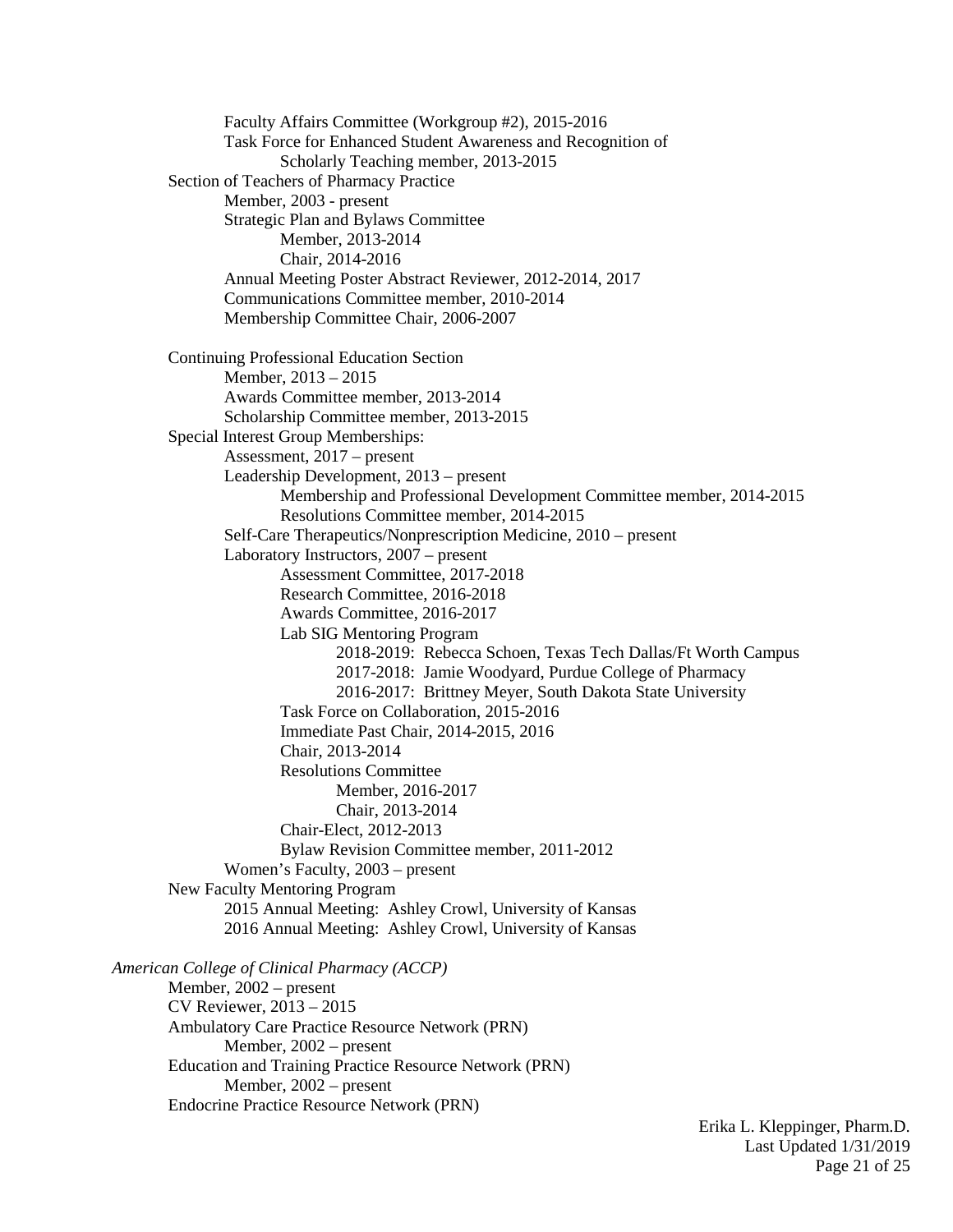- Faculty Affairs Committee (Workgroup #2), 2015-2016
    - Task Force for Enhanced Student Awareness and Recognition of Scholarly Teaching member, 2013-2015
- Section of Teachers of Pharmacy Practice
    - Member, 2003 - present
    - Strategic Plan and Bylaws Committee
        - Member, 2013-2014
        - Chair, 2014-2016
    - Annual Meeting Poster Abstract Reviewer, 2012-2014, 2017
    - Communications Committee member, 2010-2014
    - Membership Committee Chair, 2006-2007

- Continuing Professional Education Section
    - Member, 2013 – 2015
    - Awards Committee member, 2013-2014
    - Scholarship Committee member, 2013-2015
- Special Interest Group Memberships:
    - Assessment, 2017 – present
    - Leadership Development, 2013 – present
        - Membership and Professional Development Committee member, 2014-2015
        - Resolutions Committee member, 2014-2015
    - Self-Care Therapeutics/Nonprescription Medicine, 2010 – present
    - Laboratory Instructors, 2007 – present
        - Assessment Committee, 2017-2018
        - Research Committee, 2016-2018
        - Awards Committee, 2016-2017
        - Lab SIG Mentoring Program
            - 2018-2019: Rebecca Schoen, Texas Tech Dallas/Ft Worth Campus
            - 2017-2018: Jamie Woodyard, Purdue College of Pharmacy
            - 2016-2017: Brittney Meyer, South Dakota State University
        - Task Force on Collaboration, 2015-2016
        - Immediate Past Chair, 2014-2015, 2016
        - Chair, 2013-2014
        - Resolutions Committee
            - Member, 2016-2017
            - Chair, 2013-2014
        - Chair-Elect, 2012-2013
        - Bylaw Revision Committee member, 2011-2012
    - Women's Faculty, 2003 – present
- New Faculty Mentoring Program
    - 2015 Annual Meeting: Ashley Crowl, University of Kansas
    - 2016 Annual Meeting: Ashley Crowl, University of Kansas

*American College of Clinical Pharmacy (ACCP)*

- Member, 2002 – present
- CV Reviewer, 2013 – 2015
- Ambulatory Care Practice Resource Network (PRN)
    - Member, 2002 – present
- Education and Training Practice Resource Network (PRN)
    - Member, 2002 – present
- Endocrine Practice Resource Network (PRN)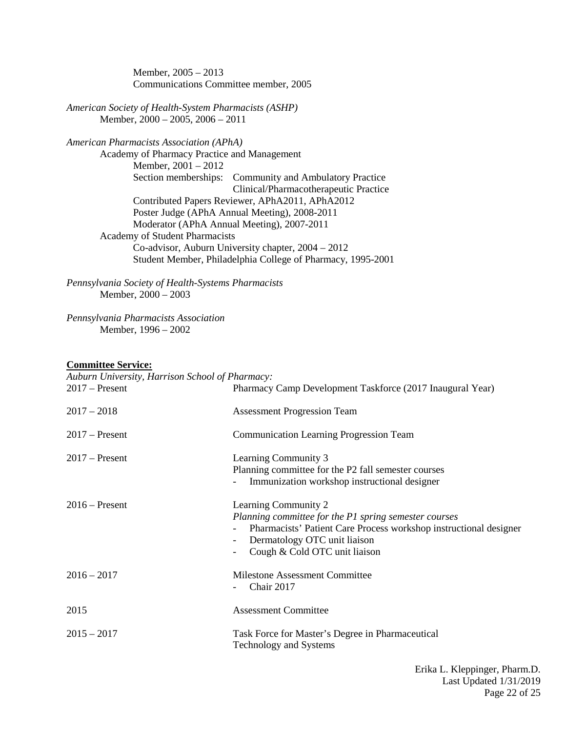Member, 2005 – 2013
Communications Committee member, 2005

*American Society of Health-System Pharmacists (ASHP)*
Member, 2000 – 2005, 2006 – 2011

*American Pharmacists Association (APhA)*
Academy of Pharmacy Practice and Management
Member, 2001 – 2012
Section memberships: Community and Ambulatory Practice
Clinical/Pharmacotherapeutic Practice
Contributed Papers Reviewer, APhA2011, APhA2012
Poster Judge (APhA Annual Meeting), 2008-2011
Moderator (APhA Annual Meeting), 2007-2011
Academy of Student Pharmacists
Co-advisor, Auburn University chapter, 2004 – 2012
Student Member, Philadelphia College of Pharmacy, 1995-2001

*Pennsylvania Society of Health-Systems Pharmacists*
Member, 2000 – 2003

*Pennsylvania Pharmacists Association*
Member, 1996 – 2002

**Committee Service:**

*Auburn University, Harrison School of Pharmacy:*

2017 – Present: Pharmacy Camp Development Taskforce (2017 Inaugural Year)

2017 – 2018: Assessment Progression Team

2017 – Present: Communication Learning Progression Team

2017 – Present: Learning Community 3
Planning committee for the P2 fall semester courses
- Immunization workshop instructional designer

2016 – Present: Learning Community 2
*Planning committee for the P1 spring semester courses*
- Pharmacists' Patient Care Process workshop instructional designer
- Dermatology OTC unit liaison
- Cough & Cold OTC unit liaison

2016 – 2017: Milestone Assessment Committee
- Chair 2017

2015: Assessment Committee

2015 – 2017: Task Force for Master's Degree in Pharmaceutical Technology and Systems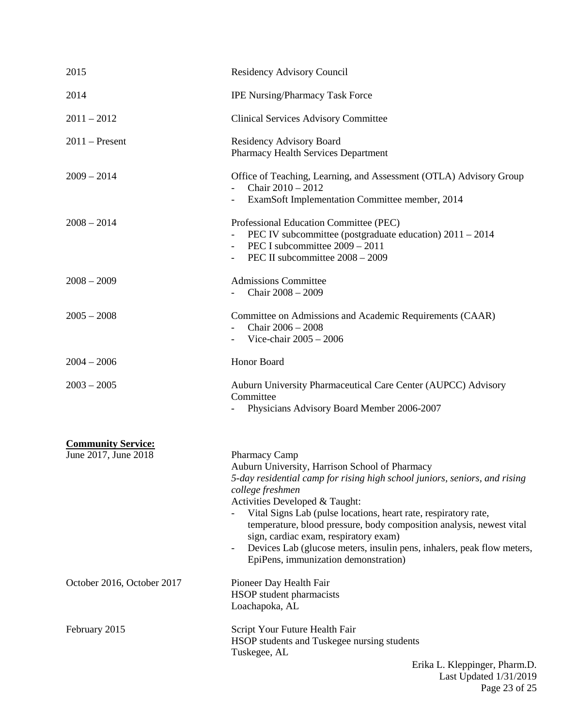2015 — Residency Advisory Council

2014 — IPE Nursing/Pharmacy Task Force

2011 – 2012 — Clinical Services Advisory Committee

2011 – Present — Residency Advisory Board
Pharmacy Health Services Department

2009 – 2014 — Office of Teaching, Learning, and Assessment (OTLA) Advisory Group
- Chair 2010 – 2012
- ExamSoft Implementation Committee member, 2014

2008 – 2014 — Professional Education Committee (PEC)
- PEC IV subcommittee (postgraduate education) 2011 – 2014
- PEC I subcommittee 2009 – 2011
- PEC II subcommittee 2008 – 2009

2008 – 2009 — Admissions Committee
- Chair 2008 – 2009

2005 – 2008 — Committee on Admissions and Academic Requirements (CAAR)
- Chair 2006 – 2008
- Vice-chair 2005 – 2006

2004 – 2006 — Honor Board

2003 – 2005 — Auburn University Pharmaceutical Care Center (AUPCC) Advisory Committee
- Physicians Advisory Board Member 2006-2007

**Community Service:**

June 2017, June 2018 — Pharmacy Camp
Auburn University, Harrison School of Pharmacy
*5-day residential camp for rising high school juniors, seniors, and rising college freshmen*
Activities Developed & Taught:
- Vital Signs Lab (pulse locations, heart rate, respiratory rate, temperature, blood pressure, body composition analysis, newest vital sign, cardiac exam, respiratory exam)
- Devices Lab (glucose meters, insulin pens, inhalers, peak flow meters, EpiPens, immunization demonstration)

October 2016, October 2017 — Pioneer Day Health Fair
HSOP student pharmacists
Loachapoka, AL

February 2015 — Script Your Future Health Fair
HSOP students and Tuskegee nursing students
Tuskegee, AL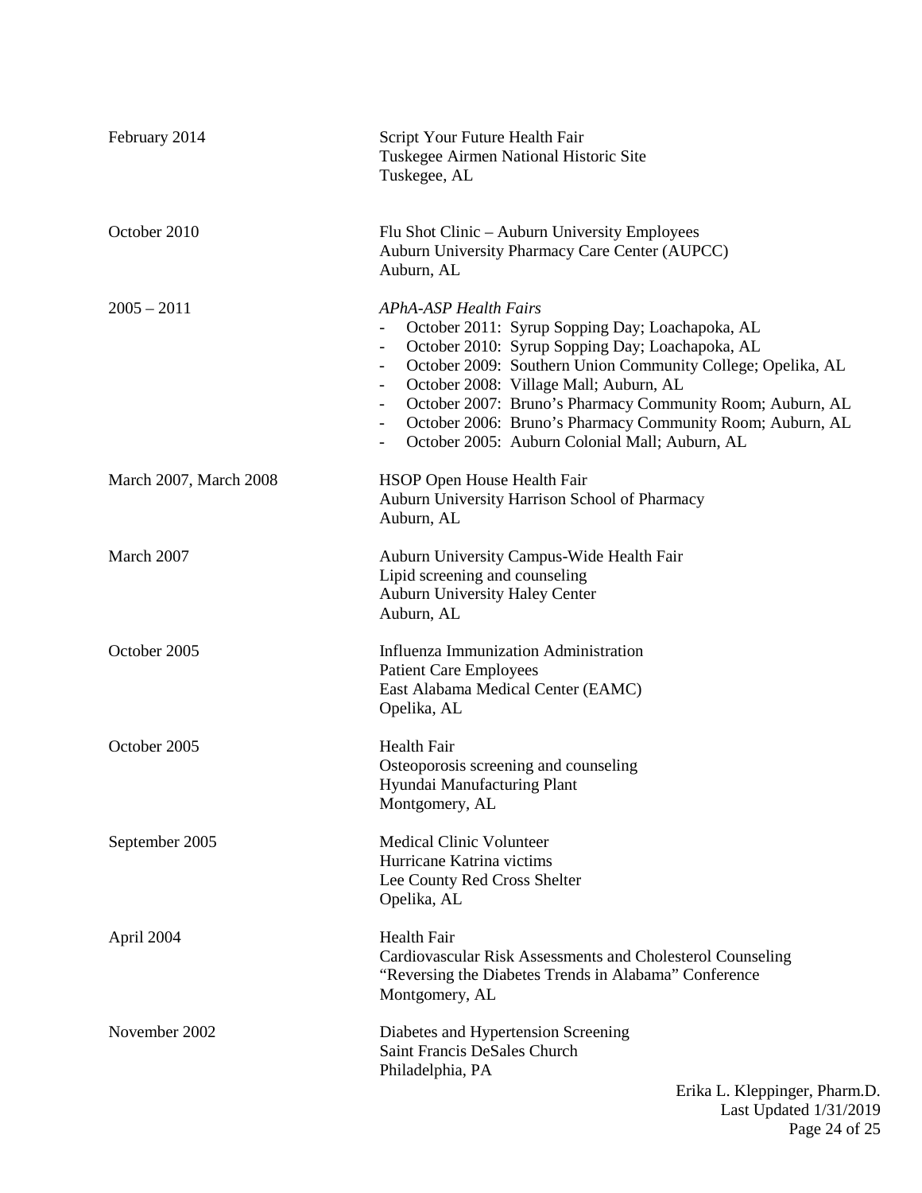| | |
|---|---|
| February 2014 | Script Your Future Health Fair<br>Tuskegee Airmen National Historic Site<br>Tuskegee, AL |
| October 2010 | Flu Shot Clinic – Auburn University Employees<br>Auburn University Pharmacy Care Center (AUPCC)<br>Auburn, AL |
| 2005 – 2011 | *APhA-ASP Health Fairs*<br>- October 2011: Syrup Sopping Day; Loachapoka, AL<br>- October 2010: Syrup Sopping Day; Loachapoka, AL<br>- October 2009: Southern Union Community College; Opelika, AL<br>- October 2008: Village Mall; Auburn, AL<br>- October 2007: Bruno's Pharmacy Community Room; Auburn, AL<br>- October 2006: Bruno's Pharmacy Community Room; Auburn, AL<br>- October 2005: Auburn Colonial Mall; Auburn, AL |
| March 2007, March 2008 | HSOP Open House Health Fair<br>Auburn University Harrison School of Pharmacy<br>Auburn, AL |
| March 2007 | Auburn University Campus-Wide Health Fair<br>Lipid screening and counseling<br>Auburn University Haley Center<br>Auburn, AL |
| October 2005 | Influenza Immunization Administration<br>Patient Care Employees<br>East Alabama Medical Center (EAMC)<br>Opelika, AL |
| October 2005 | Health Fair<br>Osteoporosis screening and counseling<br>Hyundai Manufacturing Plant<br>Montgomery, AL |
| September 2005 | Medical Clinic Volunteer<br>Hurricane Katrina victims<br>Lee County Red Cross Shelter<br>Opelika, AL |
| April 2004 | Health Fair<br>Cardiovascular Risk Assessments and Cholesterol Counseling<br>"Reversing the Diabetes Trends in Alabama" Conference<br>Montgomery, AL |
| November 2002 | Diabetes and Hypertension Screening<br>Saint Francis DeSales Church<br>Philadelphia, PA |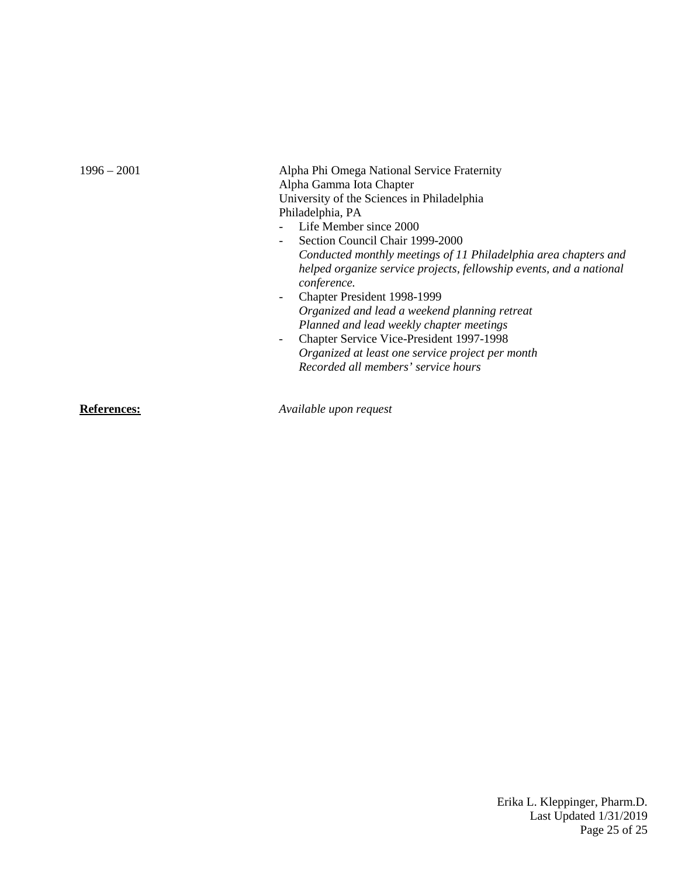1996 – 2001

Alpha Phi Omega National Service Fraternity
Alpha Gamma Iota Chapter
University of the Sciences in Philadelphia
Philadelphia, PA

- Life Member since 2000
- Section Council Chair 1999-2000
  *Conducted monthly meetings of 11 Philadelphia area chapters and helped organize service projects, fellowship events, and a national conference.*
- Chapter President 1998-1999
  *Organized and lead a weekend planning retreat*
  *Planned and lead weekly chapter meetings*
- Chapter Service Vice-President 1997-1998
  *Organized at least one service project per month*
  *Recorded all members' service hours*

**References:** *Available upon request*